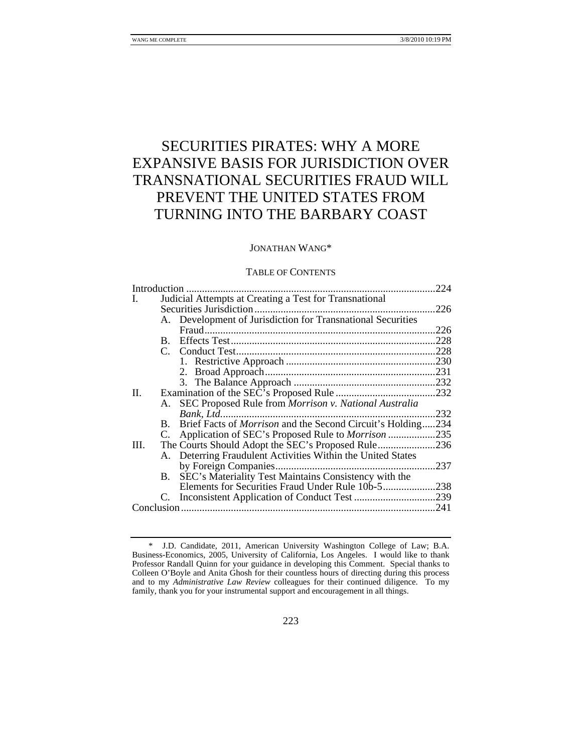# SECURITIES PIRATES: WHY A MORE EXPANSIVE BASIS FOR JURISDICTION OVER TRANSNATIONAL SECURITIES FRAUD WILL PREVENT THE UNITED STATES FROM TURNING INTO THE BARBARY COAST

JONATHAN WANG*

TABLE OF CONTENTS

Introduction ....................................................................................224
I. Judicial Attempts at Creating a Test for Transnational Securities Jurisdiction ....................................................................226
  A. Development of Jurisdiction for Transnational Securities Fraud .......................................................................................226
  B. Effects Test ..............................................................................228
  C. Conduct Test ............................................................................228
    1. Restrictive Approach .........................................................230
    2. Broad Approach .................................................................231
    3. The Balance Approach .......................................................232
II. Examination of the SEC's Proposed Rule ......................................232
  A. SEC Proposed Rule from *Morrison v. National Australia Bank, Ltd.* .................................................................................232
  B. Brief Facts of *Morrison* and the Second Circuit's Holding .....234
  C. Application of SEC's Proposed Rule to *Morrison* ..................235
III. The Courts Should Adopt the SEC's Proposed Rule ......................236
  A. Deterring Fraudulent Activities Within the United States by Foreign Companies .............................................................237
  B. SEC's Materiality Test Maintains Consistency with the Elements for Securities Fraud Under Rule 10b-5 ....................238
  C. Inconsistent Application of Conduct Test ...............................239
Conclusion .......................................................................................241

---

* J.D. Candidate, 2011, American University Washington College of Law; B.A. Business-Economics, 2005, University of California, Los Angeles. I would like to thank Professor Randall Quinn for your guidance in developing this Comment. Special thanks to Colleen O'Boyle and Anita Ghosh for their countless hours of directing during this process and to my *Administrative Law Review* colleagues for their continued diligence. To my family, thank you for your instrumental support and encouragement in all things.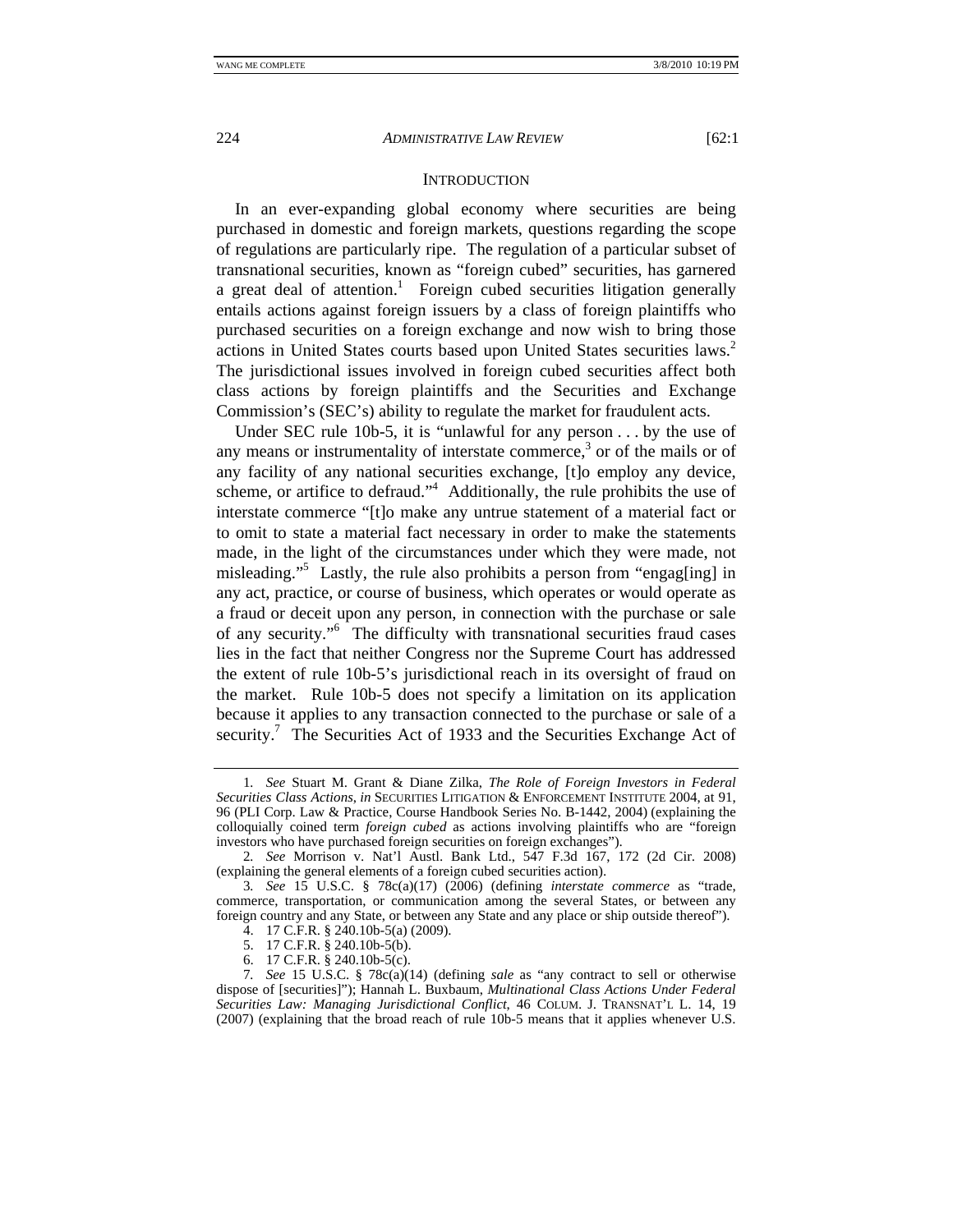## INTRODUCTION

In an ever-expanding global economy where securities are being purchased in domestic and foreign markets, questions regarding the scope of regulations are particularly ripe. The regulation of a particular subset of transnational securities, known as "foreign cubed" securities, has garnered a great deal of attention.[1] Foreign cubed securities litigation generally entails actions against foreign issuers by a class of foreign plaintiffs who purchased securities on a foreign exchange and now wish to bring those actions in United States courts based upon United States securities laws.[2] The jurisdictional issues involved in foreign cubed securities affect both class actions by foreign plaintiffs and the Securities and Exchange Commission's (SEC's) ability to regulate the market for fraudulent acts.

Under SEC rule 10b-5, it is "unlawful for any person . . . by the use of any means or instrumentality of interstate commerce,[3] or of the mails or of any facility of any national securities exchange, [t]o employ any device, scheme, or artifice to defraud."[4] Additionally, the rule prohibits the use of interstate commerce "[t]o make any untrue statement of a material fact or to omit to state a material fact necessary in order to make the statements made, in the light of the circumstances under which they were made, not misleading."[5] Lastly, the rule also prohibits a person from "engag[ing] in any act, practice, or course of business, which operates or would operate as a fraud or deceit upon any person, in connection with the purchase or sale of any security."[6] The difficulty with transnational securities fraud cases lies in the fact that neither Congress nor the Supreme Court has addressed the extent of rule 10b-5's jurisdictional reach in its oversight of fraud on the market. Rule 10b-5 does not specify a limitation on its application because it applies to any transaction connected to the purchase or sale of a security.[7] The Securities Act of 1933 and the Securities Exchange Act of

---

1. *See* Stuart M. Grant & Diane Zilka, *The Role of Foreign Investors in Federal Securities Class Actions*, *in* SECURITIES LITIGATION & ENFORCEMENT INSTITUTE 2004, at 91, 96 (PLI Corp. Law & Practice, Course Handbook Series No. B-1442, 2004) (explaining the colloquially coined term *foreign cubed* as actions involving plaintiffs who are "foreign investors who have purchased foreign securities on foreign exchanges").

2. *See* Morrison v. Nat'l Austl. Bank Ltd., 547 F.3d 167, 172 (2d Cir. 2008) (explaining the general elements of a foreign cubed securities action).

3. *See* 15 U.S.C. § 78c(a)(17) (2006) (defining *interstate commerce* as "trade, commerce, transportation, or communication among the several States, or between any foreign country and any State, or between any State and any place or ship outside thereof").

4. 17 C.F.R. § 240.10b-5(a) (2009).

5. 17 C.F.R. § 240.10b-5(b).

6. 17 C.F.R. § 240.10b-5(c).

7. *See* 15 U.S.C. § 78c(a)(14) (defining *sale* as "any contract to sell or otherwise dispose of [securities]"); Hannah L. Buxbaum, *Multinational Class Actions Under Federal Securities Law: Managing Jurisdictional Conflict*, 46 COLUM. J. TRANSNAT'L L. 14, 19 (2007) (explaining that the broad reach of rule 10b-5 means that it applies whenever U.S.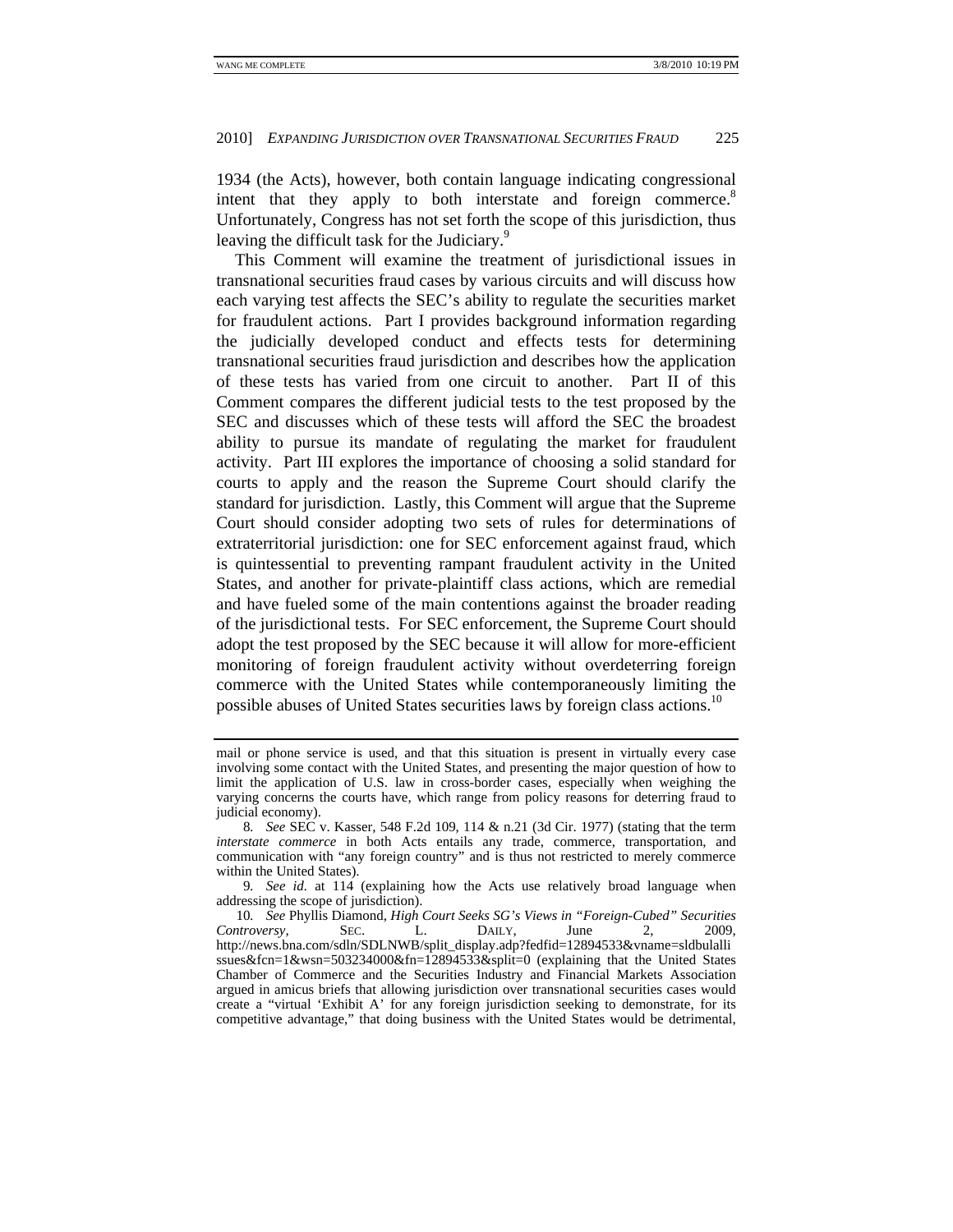1934 (the Acts), however, both contain language indicating congressional intent that they apply to both interstate and foreign commerce.[8] Unfortunately, Congress has not set forth the scope of this jurisdiction, thus leaving the difficult task for the Judiciary.[9]

This Comment will examine the treatment of jurisdictional issues in transnational securities fraud cases by various circuits and will discuss how each varying test affects the SEC's ability to regulate the securities market for fraudulent actions. Part I provides background information regarding the judicially developed conduct and effects tests for determining transnational securities fraud jurisdiction and describes how the application of these tests has varied from one circuit to another. Part II of this Comment compares the different judicial tests to the test proposed by the SEC and discusses which of these tests will afford the SEC the broadest ability to pursue its mandate of regulating the market for fraudulent activity. Part III explores the importance of choosing a solid standard for courts to apply and the reason the Supreme Court should clarify the standard for jurisdiction. Lastly, this Comment will argue that the Supreme Court should consider adopting two sets of rules for determinations of extraterritorial jurisdiction: one for SEC enforcement against fraud, which is quintessential to preventing rampant fraudulent activity in the United States, and another for private-plaintiff class actions, which are remedial and have fueled some of the main contentions against the broader reading of the jurisdictional tests. For SEC enforcement, the Supreme Court should adopt the test proposed by the SEC because it will allow for more-efficient monitoring of foreign fraudulent activity without overdeterring foreign commerce with the United States while contemporaneously limiting the possible abuses of United States securities laws by foreign class actions.[10]

---

mail or phone service is used, and that this situation is present in virtually every case involving some contact with the United States, and presenting the major question of how to limit the application of U.S. law in cross-border cases, especially when weighing the varying concerns the courts have, which range from policy reasons for deterring fraud to judicial economy).

8. *See* SEC v. Kasser, 548 F.2d 109, 114 & n.21 (3d Cir. 1977) (stating that the term *interstate commerce* in both Acts entails any trade, commerce, transportation, and communication with "any foreign country" and is thus not restricted to merely commerce within the United States).

9. *See id.* at 114 (explaining how the Acts use relatively broad language when addressing the scope of jurisdiction).

10. *See* Phyllis Diamond, *High Court Seeks SG's Views in "Foreign-Cubed" Securities Controversy*, SEC. L. DAILY, June 2, 2009, http://news.bna.com/sdln/SDLNWB/split_display.adp?fedfid=12894533&vname=sldbulallissues&fcn=1&wsn=503234000&fn=12894533&split=0 (explaining that the United States Chamber of Commerce and the Securities Industry and Financial Markets Association argued in amicus briefs that allowing jurisdiction over transnational securities cases would create a "virtual 'Exhibit A' for any foreign jurisdiction seeking to demonstrate, for its competitive advantage," that doing business with the United States would be detrimental,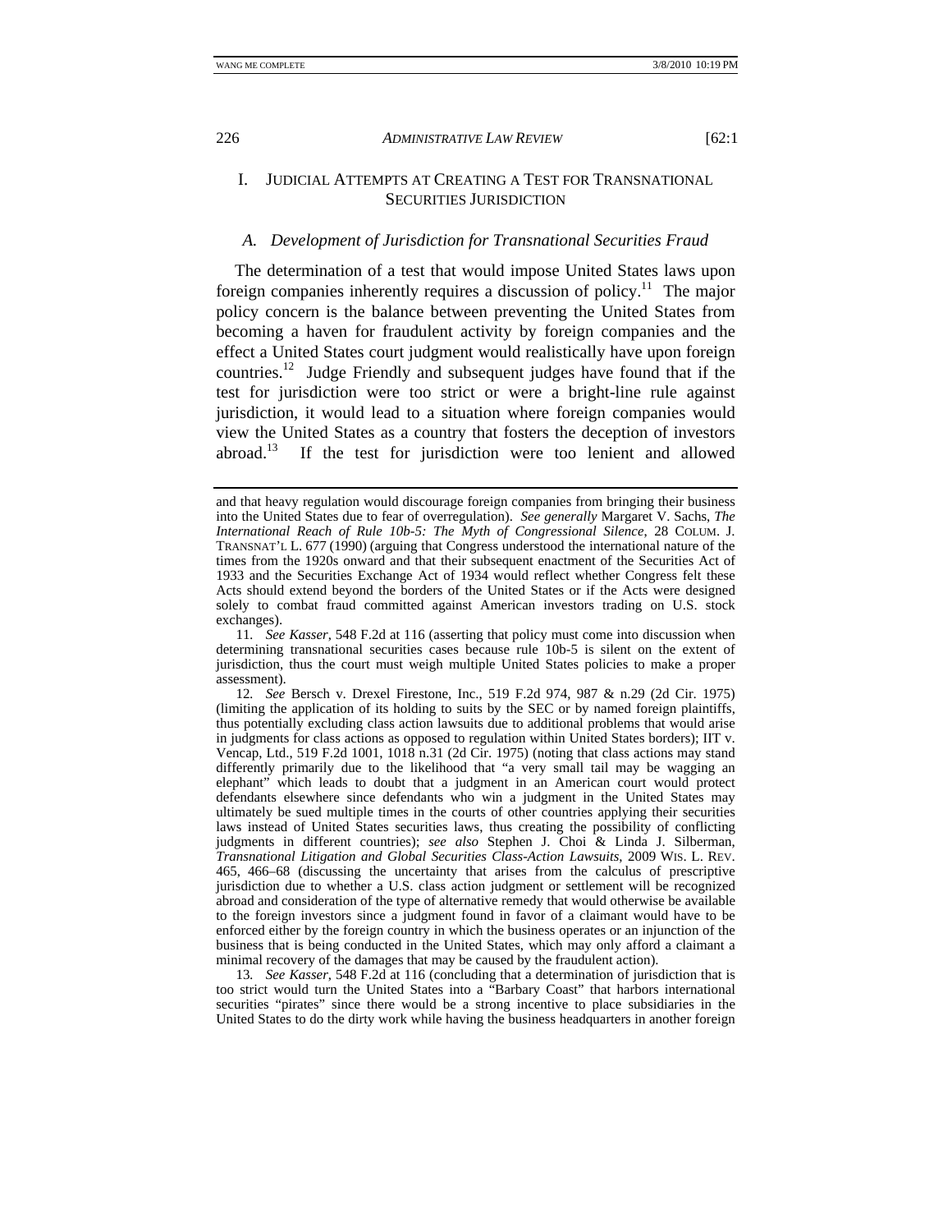## I. JUDICIAL ATTEMPTS AT CREATING A TEST FOR TRANSNATIONAL SECURITIES JURISDICTION

### *A. Development of Jurisdiction for Transnational Securities Fraud*

The determination of a test that would impose United States laws upon foreign companies inherently requires a discussion of policy.[11] The major policy concern is the balance between preventing the United States from becoming a haven for fraudulent activity by foreign companies and the effect a United States court judgment would realistically have upon foreign countries.[12] Judge Friendly and subsequent judges have found that if the test for jurisdiction were too strict or were a bright-line rule against jurisdiction, it would lead to a situation where foreign companies would view the United States as a country that fosters the deception of investors abroad.[13] If the test for jurisdiction were too lenient and allowed

---

and that heavy regulation would discourage foreign companies from bringing their business into the United States due to fear of overregulation). *See generally* Margaret V. Sachs, *The International Reach of Rule 10b-5: The Myth of Congressional Silence*, 28 COLUM. J. TRANSNAT'L L. 677 (1990) (arguing that Congress understood the international nature of the times from the 1920s onward and that their subsequent enactment of the Securities Act of 1933 and the Securities Exchange Act of 1934 would reflect whether Congress felt these Acts should extend beyond the borders of the United States or if the Acts were designed solely to combat fraud committed against American investors trading on U.S. stock exchanges).

11. *See Kasser*, 548 F.2d at 116 (asserting that policy must come into discussion when determining transnational securities cases because rule 10b-5 is silent on the extent of jurisdiction, thus the court must weigh multiple United States policies to make a proper assessment).

12. *See* Bersch v. Drexel Firestone, Inc., 519 F.2d 974, 987 & n.29 (2d Cir. 1975) (limiting the application of its holding to suits by the SEC or by named foreign plaintiffs, thus potentially excluding class action lawsuits due to additional problems that would arise in judgments for class actions as opposed to regulation within United States borders); IIT v. Vencap, Ltd., 519 F.2d 1001, 1018 n.31 (2d Cir. 1975) (noting that class actions may stand differently primarily due to the likelihood that "a very small tail may be wagging an elephant" which leads to doubt that a judgment in an American court would protect defendants elsewhere since defendants who win a judgment in the United States may ultimately be sued multiple times in the courts of other countries applying their securities laws instead of United States securities laws, thus creating the possibility of conflicting judgments in different countries); *see also* Stephen J. Choi & Linda J. Silberman, *Transnational Litigation and Global Securities Class-Action Lawsuits*, 2009 WIS. L. REV. 465, 466–68 (discussing the uncertainty that arises from the calculus of prescriptive jurisdiction due to whether a U.S. class action judgment or settlement will be recognized abroad and consideration of the type of alternative remedy that would otherwise be available to the foreign investors since a judgment found in favor of a claimant would have to be enforced either by the foreign country in which the business operates or an injunction of the business that is being conducted in the United States, which may only afford a claimant a minimal recovery of the damages that may be caused by the fraudulent action).

13. *See Kasser*, 548 F.2d at 116 (concluding that a determination of jurisdiction that is too strict would turn the United States into a "Barbary Coast" that harbors international securities "pirates" since there would be a strong incentive to place subsidiaries in the United States to do the dirty work while having the business headquarters in another foreign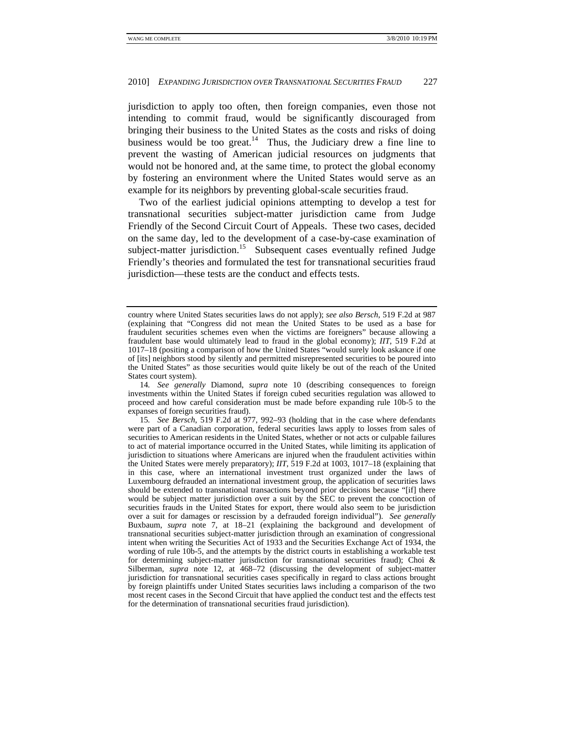jurisdiction to apply too often, then foreign companies, even those not intending to commit fraud, would be significantly discouraged from bringing their business to the United States as the costs and risks of doing business would be too great.[14] Thus, the Judiciary drew a fine line to prevent the wasting of American judicial resources on judgments that would not be honored and, at the same time, to protect the global economy by fostering an environment where the United States would serve as an example for its neighbors by preventing global-scale securities fraud.

Two of the earliest judicial opinions attempting to develop a test for transnational securities subject-matter jurisdiction came from Judge Friendly of the Second Circuit Court of Appeals. These two cases, decided on the same day, led to the development of a case-by-case examination of subject-matter jurisdiction.[15] Subsequent cases eventually refined Judge Friendly's theories and formulated the test for transnational securities fraud jurisdiction—these tests are the conduct and effects tests.

---

country where United States securities laws do not apply); *see also Bersch*, 519 F.2d at 987 (explaining that "Congress did not mean the United States to be used as a base for fraudulent securities schemes even when the victims are foreigners" because allowing a fraudulent base would ultimately lead to fraud in the global economy); *IIT*, 519 F.2d at 1017–18 (positing a comparison of how the United States "would surely look askance if one of [its] neighbors stood by silently and permitted misrepresented securities to be poured into the United States" as those securities would quite likely be out of the reach of the United States court system).

14. *See generally* Diamond, *supra* note 10 (describing consequences to foreign investments within the United States if foreign cubed securities regulation was allowed to proceed and how careful consideration must be made before expanding rule 10b-5 to the expanses of foreign securities fraud).

15. *See Bersch*, 519 F.2d at 977, 992–93 (holding that in the case where defendants were part of a Canadian corporation, federal securities laws apply to losses from sales of securities to American residents in the United States, whether or not acts or culpable failures to act of material importance occurred in the United States, while limiting its application of jurisdiction to situations where Americans are injured when the fraudulent activities within the United States were merely preparatory); *IIT*, 519 F.2d at 1003, 1017–18 (explaining that in this case, where an international investment trust organized under the laws of Luxembourg defrauded an international investment group, the application of securities laws should be extended to transnational transactions beyond prior decisions because "[if] there would be subject matter jurisdiction over a suit by the SEC to prevent the concoction of securities frauds in the United States for export, there would also seem to be jurisdiction over a suit for damages or rescission by a defrauded foreign individual"). *See generally* Buxbaum, *supra* note 7, at 18–21 (explaining the background and development of transnational securities subject-matter jurisdiction through an examination of congressional intent when writing the Securities Act of 1933 and the Securities Exchange Act of 1934, the wording of rule 10b-5, and the attempts by the district courts in establishing a workable test for determining subject-matter jurisdiction for transnational securities fraud); Choi & Silberman, *supra* note 12, at 468–72 (discussing the development of subject-matter jurisdiction for transnational securities cases specifically in regard to class actions brought by foreign plaintiffs under United States securities laws including a comparison of the two most recent cases in the Second Circuit that have applied the conduct test and the effects test for the determination of transnational securities fraud jurisdiction).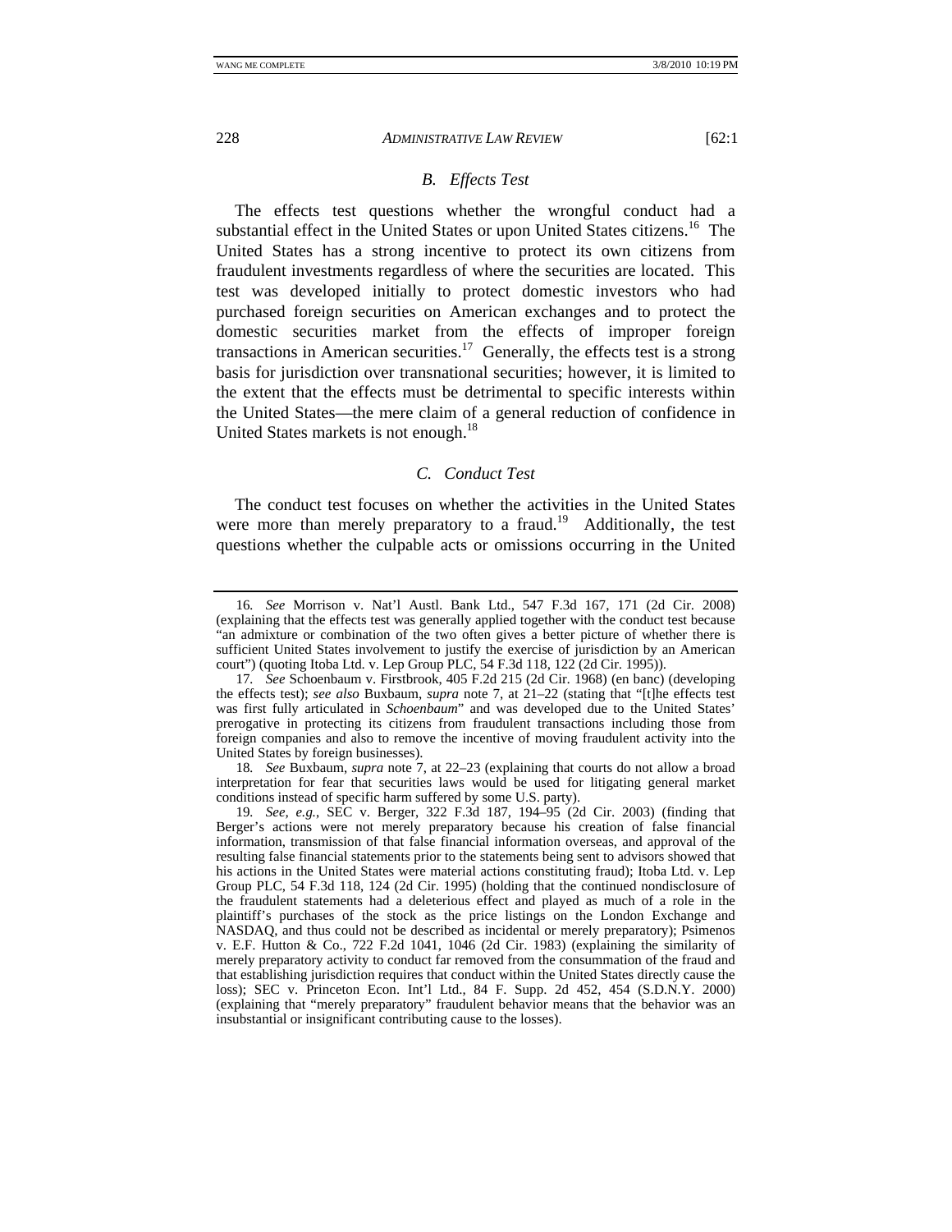### B. Effects Test

The effects test questions whether the wrongful conduct had a substantial effect in the United States or upon United States citizens.[16] The United States has a strong incentive to protect its own citizens from fraudulent investments regardless of where the securities are located. This test was developed initially to protect domestic investors who had purchased foreign securities on American exchanges and to protect the domestic securities market from the effects of improper foreign transactions in American securities.[17] Generally, the effects test is a strong basis for jurisdiction over transnational securities; however, it is limited to the extent that the effects must be detrimental to specific interests within the United States—the mere claim of a general reduction of confidence in United States markets is not enough.[18]

### C. Conduct Test

The conduct test focuses on whether the activities in the United States were more than merely preparatory to a fraud.[19] Additionally, the test questions whether the culpable acts or omissions occurring in the United

---

16. *See* Morrison v. Nat'l Austl. Bank Ltd., 547 F.3d 167, 171 (2d Cir. 2008) (explaining that the effects test was generally applied together with the conduct test because "an admixture or combination of the two often gives a better picture of whether there is sufficient United States involvement to justify the exercise of jurisdiction by an American court") (quoting Itoba Ltd. v. Lep Group PLC, 54 F.3d 118, 122 (2d Cir. 1995)).

17. *See* Schoenbaum v. Firstbrook, 405 F.2d 215 (2d Cir. 1968) (en banc) (developing the effects test); *see also* Buxbaum, *supra* note 7, at 21–22 (stating that "[t]he effects test was first fully articulated in *Schoenbaum*" and was developed due to the United States' prerogative in protecting its citizens from fraudulent transactions including those from foreign companies and also to remove the incentive of moving fraudulent activity into the United States by foreign businesses).

18. *See* Buxbaum, *supra* note 7, at 22–23 (explaining that courts do not allow a broad interpretation for fear that securities laws would be used for litigating general market conditions instead of specific harm suffered by some U.S. party).

19. *See, e.g.*, SEC v. Berger, 322 F.3d 187, 194–95 (2d Cir. 2003) (finding that Berger's actions were not merely preparatory because his creation of false financial information, transmission of that false financial information overseas, and approval of the resulting false financial statements prior to the statements being sent to advisors showed that his actions in the United States were material actions constituting fraud); Itoba Ltd. v. Lep Group PLC, 54 F.3d 118, 124 (2d Cir. 1995) (holding that the continued nondisclosure of the fraudulent statements had a deleterious effect and played as much of a role in the plaintiff's purchases of the stock as the price listings on the London Exchange and NASDAQ, and thus could not be described as incidental or merely preparatory); Psimenos v. E.F. Hutton & Co., 722 F.2d 1041, 1046 (2d Cir. 1983) (explaining the similarity of merely preparatory activity to conduct far removed from the consummation of the fraud and that establishing jurisdiction requires that conduct within the United States directly cause the loss); SEC v. Princeton Econ. Int'l Ltd., 84 F. Supp. 2d 452, 454 (S.D.N.Y. 2000) (explaining that "merely preparatory" fraudulent behavior means that the behavior was an insubstantial or insignificant contributing cause to the losses).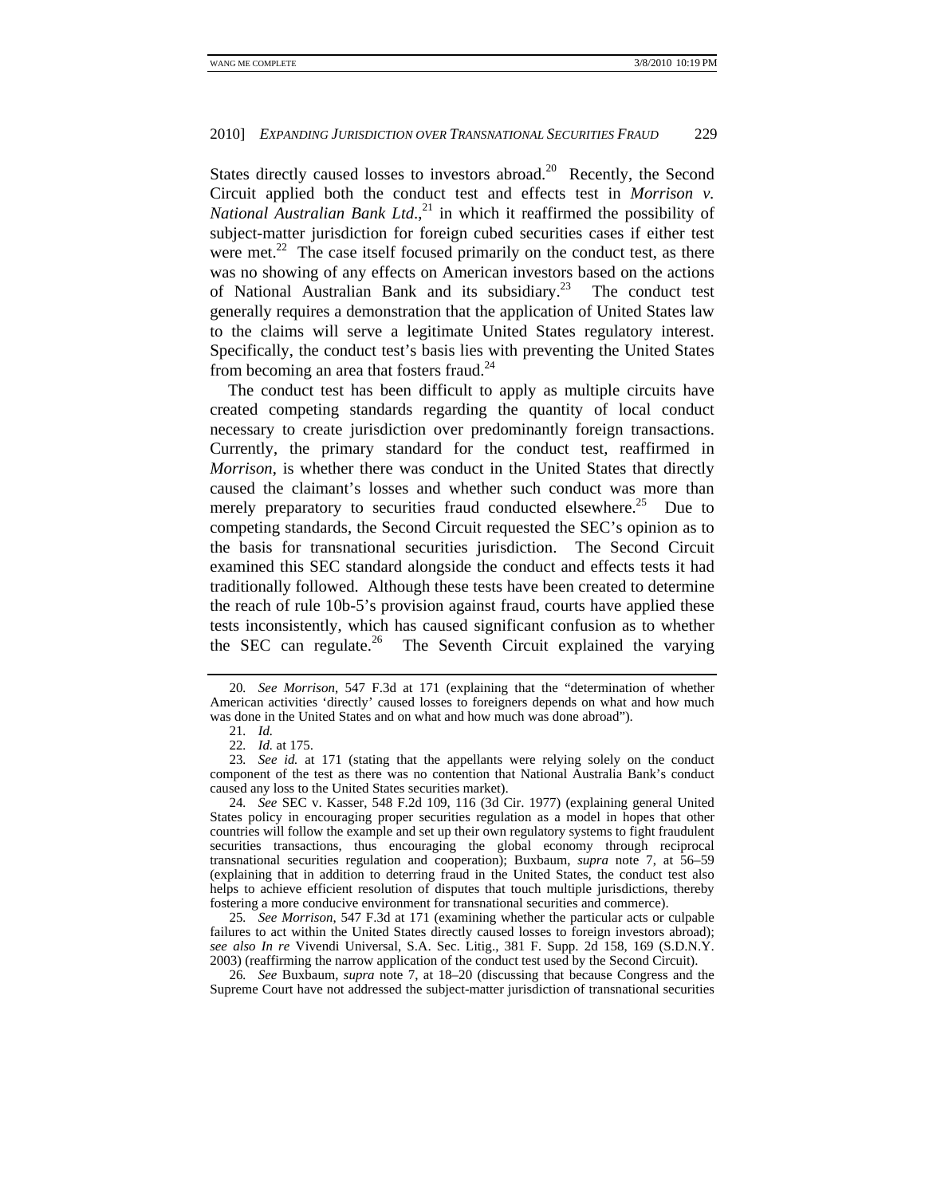States directly caused losses to investors abroad.[20] Recently, the Second Circuit applied both the conduct test and effects test in *Morrison v. National Australian Bank Ltd.*,[21] in which it reaffirmed the possibility of subject-matter jurisdiction for foreign cubed securities cases if either test were met.[22] The case itself focused primarily on the conduct test, as there was no showing of any effects on American investors based on the actions of National Australian Bank and its subsidiary.[23] The conduct test generally requires a demonstration that the application of United States law to the claims will serve a legitimate United States regulatory interest. Specifically, the conduct test's basis lies with preventing the United States from becoming an area that fosters fraud.[24]

The conduct test has been difficult to apply as multiple circuits have created competing standards regarding the quantity of local conduct necessary to create jurisdiction over predominantly foreign transactions. Currently, the primary standard for the conduct test, reaffirmed in *Morrison*, is whether there was conduct in the United States that directly caused the claimant's losses and whether such conduct was more than merely preparatory to securities fraud conducted elsewhere.[25] Due to competing standards, the Second Circuit requested the SEC's opinion as to the basis for transnational securities jurisdiction. The Second Circuit examined this SEC standard alongside the conduct and effects tests it had traditionally followed. Although these tests have been created to determine the reach of rule 10b-5's provision against fraud, courts have applied these tests inconsistently, which has caused significant confusion as to whether the SEC can regulate.[26] The Seventh Circuit explained the varying

---

20. *See Morrison*, 547 F.3d at 171 (explaining that the "determination of whether American activities 'directly' caused losses to foreigners depends on what and how much was done in the United States and on what and how much was done abroad").

21. *Id.*

22. *Id.* at 175.

23. *See id.* at 171 (stating that the appellants were relying solely on the conduct component of the test as there was no contention that National Australia Bank's conduct caused any loss to the United States securities market).

24. *See* SEC v. Kasser, 548 F.2d 109, 116 (3d Cir. 1977) (explaining general United States policy in encouraging proper securities regulation as a model in hopes that other countries will follow the example and set up their own regulatory systems to fight fraudulent securities transactions, thus encouraging the global economy through reciprocal transnational securities regulation and cooperation); Buxbaum, *supra* note 7, at 56–59 (explaining that in addition to deterring fraud in the United States, the conduct test also helps to achieve efficient resolution of disputes that touch multiple jurisdictions, thereby fostering a more conducive environment for transnational securities and commerce).

25. *See Morrison*, 547 F.3d at 171 (examining whether the particular acts or culpable failures to act within the United States directly caused losses to foreign investors abroad); *see also In re* Vivendi Universal, S.A. Sec. Litig., 381 F. Supp. 2d 158, 169 (S.D.N.Y. 2003) (reaffirming the narrow application of the conduct test used by the Second Circuit).

26. *See* Buxbaum, *supra* note 7, at 18–20 (discussing that because Congress and the Supreme Court have not addressed the subject-matter jurisdiction of transnational securities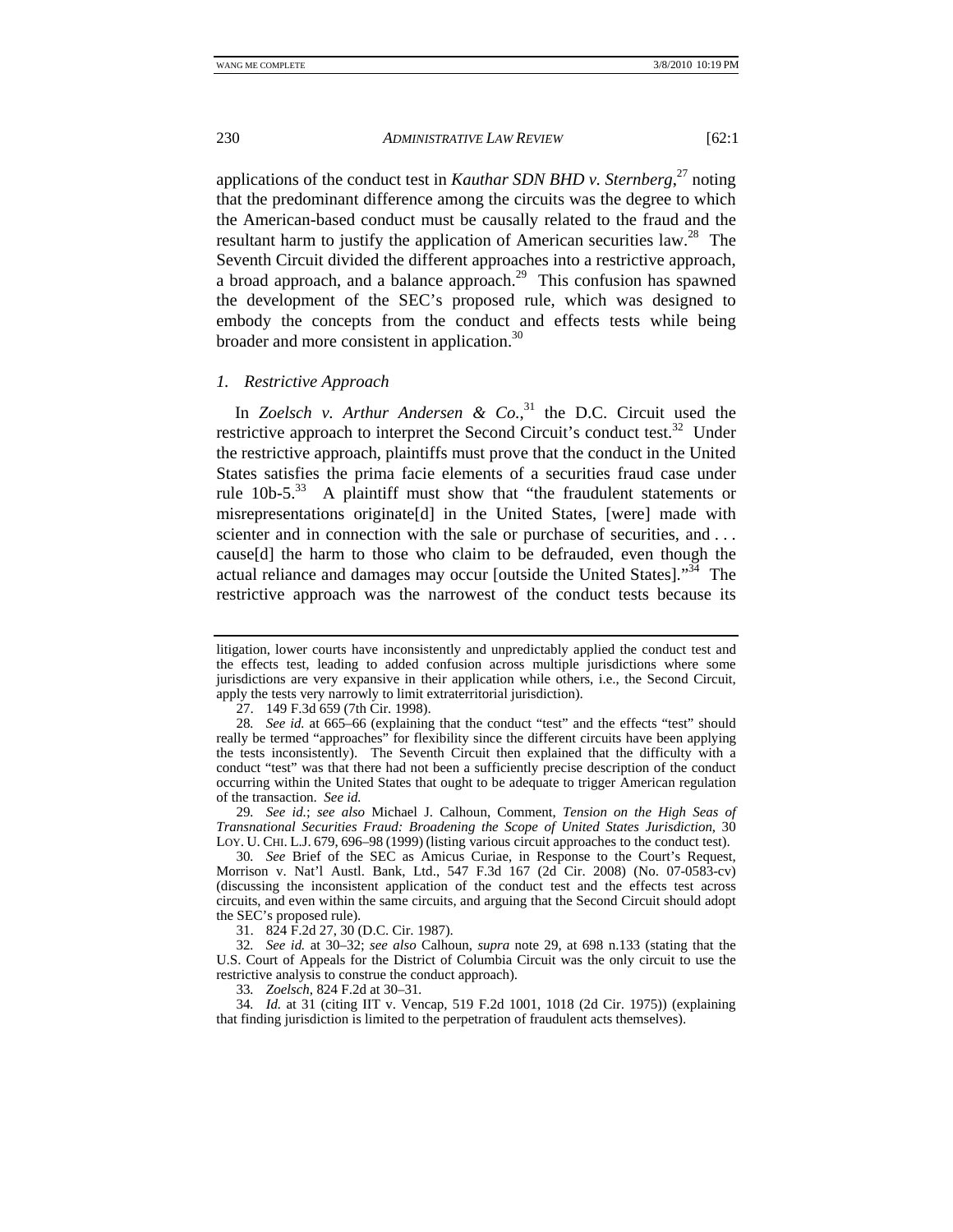applications of the conduct test in *Kauthar SDN BHD v. Sternberg*,[27] noting that the predominant difference among the circuits was the degree to which the American-based conduct must be causally related to the fraud and the resultant harm to justify the application of American securities law.[28] The Seventh Circuit divided the different approaches into a restrictive approach, a broad approach, and a balance approach.[29] This confusion has spawned the development of the SEC's proposed rule, which was designed to embody the concepts from the conduct and effects tests while being broader and more consistent in application.[30]

### *1. Restrictive Approach*

In *Zoelsch v. Arthur Andersen & Co.*,[31] the D.C. Circuit used the restrictive approach to interpret the Second Circuit's conduct test.[32] Under the restrictive approach, plaintiffs must prove that the conduct in the United States satisfies the prima facie elements of a securities fraud case under rule 10b-5.[33] A plaintiff must show that "the fraudulent statements or misrepresentations originate[d] in the United States, [were] made with scienter and in connection with the sale or purchase of securities, and . . . cause[d] the harm to those who claim to be defrauded, even though the actual reliance and damages may occur [outside the United States]."[34] The restrictive approach was the narrowest of the conduct tests because its

---

litigation, lower courts have inconsistently and unpredictably applied the conduct test and the effects test, leading to added confusion across multiple jurisdictions where some jurisdictions are very expansive in their application while others, i.e., the Second Circuit, apply the tests very narrowly to limit extraterritorial jurisdiction).

27. 149 F.3d 659 (7th Cir. 1998).

28. *See id.* at 665–66 (explaining that the conduct "test" and the effects "test" should really be termed "approaches" for flexibility since the different circuits have been applying the tests inconsistently). The Seventh Circuit then explained that the difficulty with a conduct "test" was that there had not been a sufficiently precise description of the conduct occurring within the United States that ought to be adequate to trigger American regulation of the transaction. *See id.*

29. *See id.*; *see also* Michael J. Calhoun, Comment, *Tension on the High Seas of Transnational Securities Fraud: Broadening the Scope of United States Jurisdiction*, 30 LOY. U. CHI. L.J. 679, 696–98 (1999) (listing various circuit approaches to the conduct test).

30. *See* Brief of the SEC as Amicus Curiae, in Response to the Court's Request, Morrison v. Nat'l Austl. Bank, Ltd., 547 F.3d 167 (2d Cir. 2008) (No. 07-0583-cv) (discussing the inconsistent application of the conduct test and the effects test across circuits, and even within the same circuits, and arguing that the Second Circuit should adopt the SEC's proposed rule).

31. 824 F.2d 27, 30 (D.C. Cir. 1987).

32. *See id.* at 30–32; *see also* Calhoun, *supra* note 29, at 698 n.133 (stating that the U.S. Court of Appeals for the District of Columbia Circuit was the only circuit to use the restrictive analysis to construe the conduct approach).

33. *Zoelsch*, 824 F.2d at 30–31.

34. *Id.* at 31 (citing IIT v. Vencap, 519 F.2d 1001, 1018 (2d Cir. 1975)) (explaining that finding jurisdiction is limited to the perpetration of fraudulent acts themselves).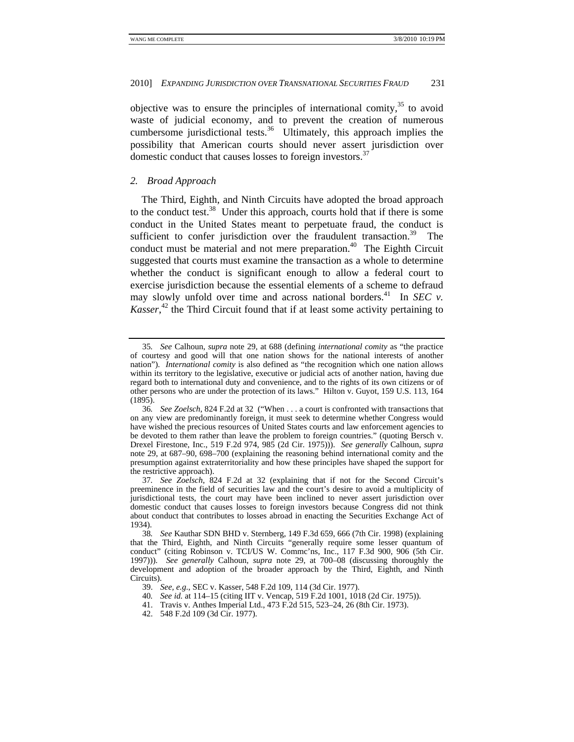objective was to ensure the principles of international comity,[35] to avoid waste of judicial economy, and to prevent the creation of numerous cumbersome jurisdictional tests.[36] Ultimately, this approach implies the possibility that American courts should never assert jurisdiction over domestic conduct that causes losses to foreign investors.[37]

### 2. *Broad Approach*

The Third, Eighth, and Ninth Circuits have adopted the broad approach to the conduct test.[38] Under this approach, courts hold that if there is some conduct in the United States meant to perpetuate fraud, the conduct is sufficient to confer jurisdiction over the fraudulent transaction.[39] The conduct must be material and not mere preparation.[40] The Eighth Circuit suggested that courts must examine the transaction as a whole to determine whether the conduct is significant enough to allow a federal court to exercise jurisdiction because the essential elements of a scheme to defraud may slowly unfold over time and across national borders.[41] In *SEC v. Kasser*,[42] the Third Circuit found that if at least some activity pertaining to

---

35. *See* Calhoun, *supra* note 29, at 688 (defining *international comity* as "the practice of courtesy and good will that one nation shows for the national interests of another nation"). *International comity* is also defined as "the recognition which one nation allows within its territory to the legislative, executive or judicial acts of another nation, having due regard both to international duty and convenience, and to the rights of its own citizens or of other persons who are under the protection of its laws." Hilton v. Guyot, 159 U.S. 113, 164 (1895).

36. *See Zoelsch*, 824 F.2d at 32 ("When . . . a court is confronted with transactions that on any view are predominantly foreign, it must seek to determine whether Congress would have wished the precious resources of United States courts and law enforcement agencies to be devoted to them rather than leave the problem to foreign countries." (quoting Bersch v. Drexel Firestone, Inc., 519 F.2d 974, 985 (2d Cir. 1975))). *See generally* Calhoun, *supra* note 29, at 687–90, 698–700 (explaining the reasoning behind international comity and the presumption against extraterritoriality and how these principles have shaped the support for the restrictive approach).

37. *See Zoelsch*, 824 F.2d at 32 (explaining that if not for the Second Circuit's preeminence in the field of securities law and the court's desire to avoid a multiplicity of jurisdictional tests, the court may have been inclined to never assert jurisdiction over domestic conduct that causes losses to foreign investors because Congress did not think about conduct that contributes to losses abroad in enacting the Securities Exchange Act of 1934).

38. *See* Kauthar SDN BHD v. Sternberg, 149 F.3d 659, 666 (7th Cir. 1998) (explaining that the Third, Eighth, and Ninth Circuits "generally require some lesser quantum of conduct" (citing Robinson v. TCI/US W. Commc'ns, Inc., 117 F.3d 900, 906 (5th Cir. 1997))). *See generally* Calhoun, *supra* note 29, at 700–08 (discussing thoroughly the development and adoption of the broader approach by the Third, Eighth, and Ninth Circuits).

39. *See, e.g.*, SEC v. Kasser, 548 F.2d 109, 114 (3d Cir. 1977).

40. *See id.* at 114–15 (citing IIT v. Vencap, 519 F.2d 1001, 1018 (2d Cir. 1975)).

41. Travis v. Anthes Imperial Ltd., 473 F.2d 515, 523–24, 26 (8th Cir. 1973).

42. 548 F.2d 109 (3d Cir. 1977).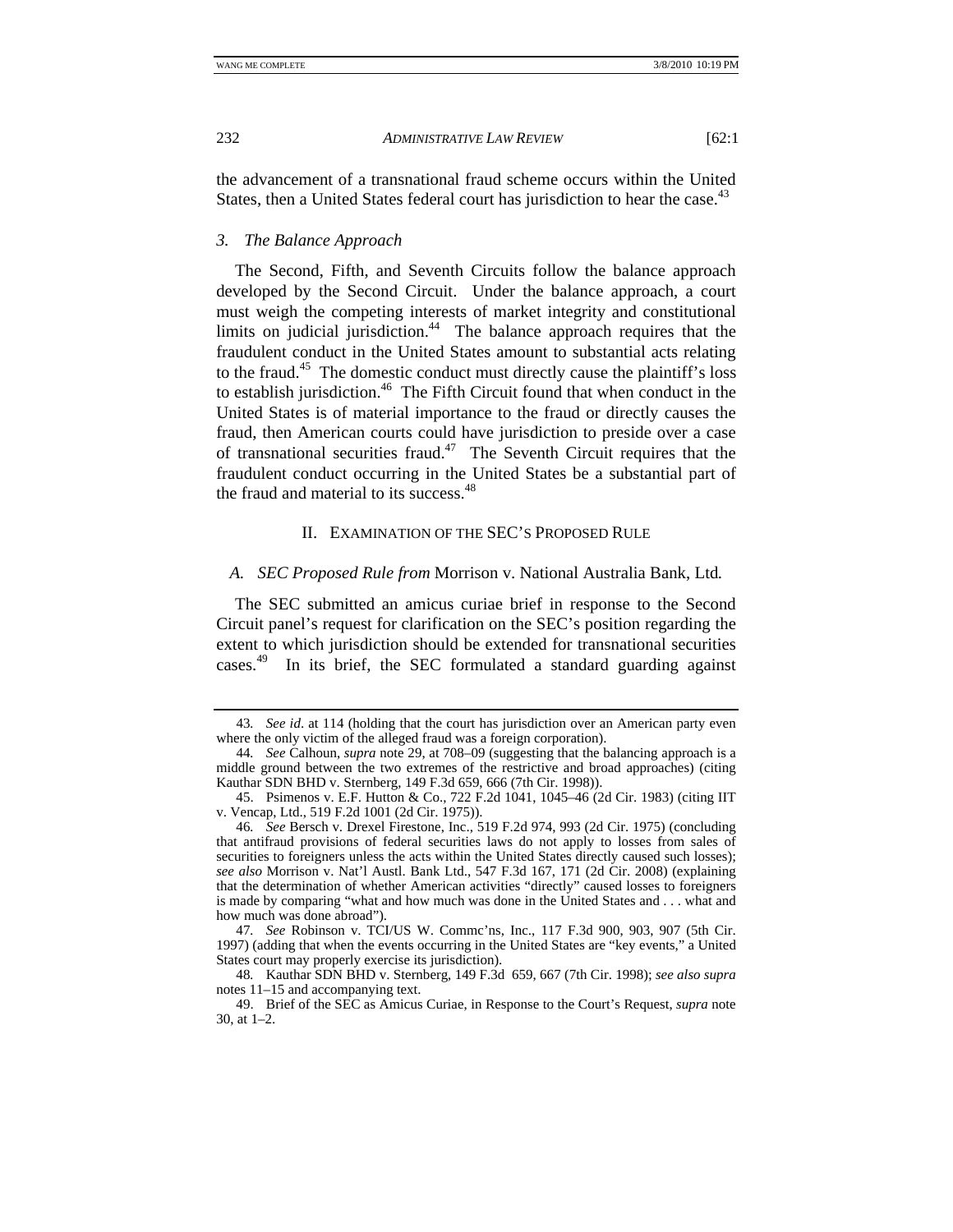the advancement of a transnational fraud scheme occurs within the United States, then a United States federal court has jurisdiction to hear the case.[43]

### *3. The Balance Approach*

The Second, Fifth, and Seventh Circuits follow the balance approach developed by the Second Circuit. Under the balance approach, a court must weigh the competing interests of market integrity and constitutional limits on judicial jurisdiction.[44] The balance approach requires that the fraudulent conduct in the United States amount to substantial acts relating to the fraud.[45] The domestic conduct must directly cause the plaintiff's loss to establish jurisdiction.[46] The Fifth Circuit found that when conduct in the United States is of material importance to the fraud or directly causes the fraud, then American courts could have jurisdiction to preside over a case of transnational securities fraud.[47] The Seventh Circuit requires that the fraudulent conduct occurring in the United States be a substantial part of the fraud and material to its success.[48]

## II. EXAMINATION OF THE SEC'S PROPOSED RULE

### *A. SEC Proposed Rule from* Morrison v. National Australia Bank, Ltd*.*

The SEC submitted an amicus curiae brief in response to the Second Circuit panel's request for clarification on the SEC's position regarding the extent to which jurisdiction should be extended for transnational securities cases.[49] In its brief, the SEC formulated a standard guarding against

---

43. *See id.* at 114 (holding that the court has jurisdiction over an American party even where the only victim of the alleged fraud was a foreign corporation).

44. *See* Calhoun, *supra* note 29, at 708–09 (suggesting that the balancing approach is a middle ground between the two extremes of the restrictive and broad approaches) (citing Kauthar SDN BHD v. Sternberg, 149 F.3d 659, 666 (7th Cir. 1998)).

45. Psimenos v. E.F. Hutton & Co., 722 F.2d 1041, 1045–46 (2d Cir. 1983) (citing IIT v. Vencap, Ltd., 519 F.2d 1001 (2d Cir. 1975)).

46. *See* Bersch v. Drexel Firestone, Inc., 519 F.2d 974, 993 (2d Cir. 1975) (concluding that antifraud provisions of federal securities laws do not apply to losses from sales of securities to foreigners unless the acts within the United States directly caused such losses); *see also* Morrison v. Nat'l Austl. Bank Ltd., 547 F.3d 167, 171 (2d Cir. 2008) (explaining that the determination of whether American activities "directly" caused losses to foreigners is made by comparing "what and how much was done in the United States and . . . what and how much was done abroad").

47. *See* Robinson v. TCI/US W. Commc'ns, Inc., 117 F.3d 900, 903, 907 (5th Cir. 1997) (adding that when the events occurring in the United States are "key events," a United States court may properly exercise its jurisdiction).

48. Kauthar SDN BHD v. Sternberg, 149 F.3d 659, 667 (7th Cir. 1998); *see also supra* notes 11–15 and accompanying text.

49. Brief of the SEC as Amicus Curiae, in Response to the Court's Request, *supra* note 30, at 1–2.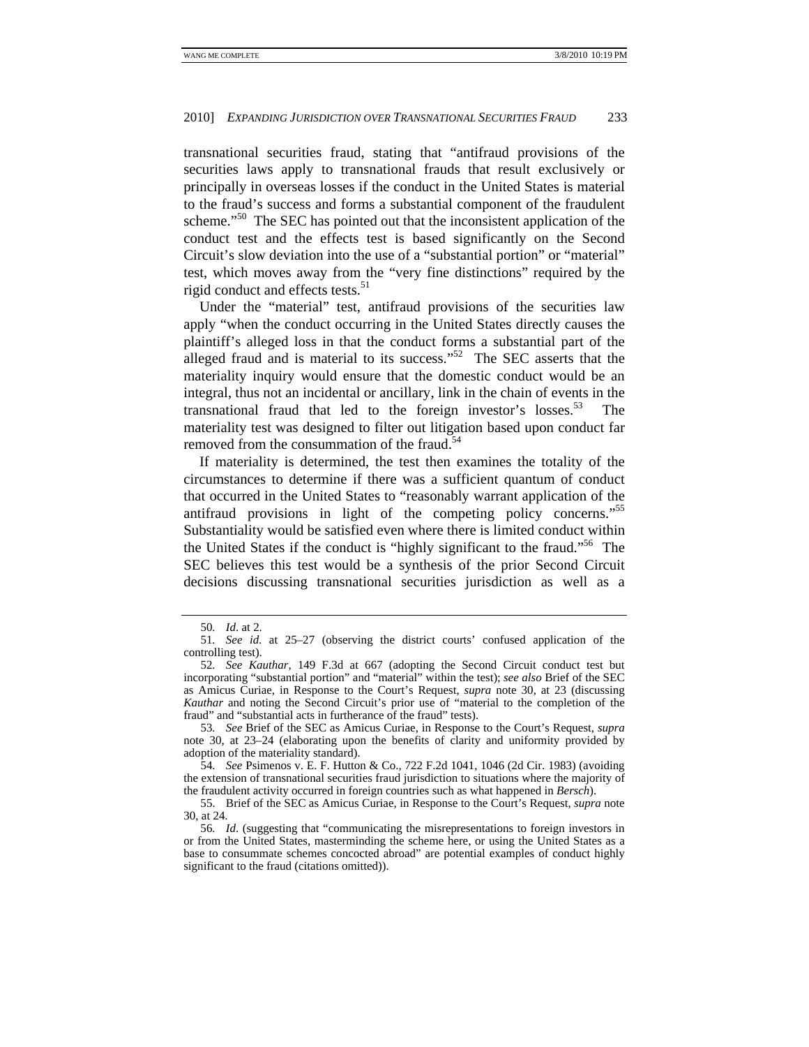transnational securities fraud, stating that "antifraud provisions of the securities laws apply to transnational frauds that result exclusively or principally in overseas losses if the conduct in the United States is material to the fraud's success and forms a substantial component of the fraudulent scheme."[50] The SEC has pointed out that the inconsistent application of the conduct test and the effects test is based significantly on the Second Circuit's slow deviation into the use of a "substantial portion" or "material" test, which moves away from the "very fine distinctions" required by the rigid conduct and effects tests.[51]

Under the "material" test, antifraud provisions of the securities law apply "when the conduct occurring in the United States directly causes the plaintiff's alleged loss in that the conduct forms a substantial part of the alleged fraud and is material to its success."[52] The SEC asserts that the materiality inquiry would ensure that the domestic conduct would be an integral, thus not an incidental or ancillary, link in the chain of events in the transnational fraud that led to the foreign investor's losses.[53] The materiality test was designed to filter out litigation based upon conduct far removed from the consummation of the fraud.[54]

If materiality is determined, the test then examines the totality of the circumstances to determine if there was a sufficient quantum of conduct that occurred in the United States to "reasonably warrant application of the antifraud provisions in light of the competing policy concerns."[55] Substantiality would be satisfied even where there is limited conduct within the United States if the conduct is "highly significant to the fraud."[56] The SEC believes this test would be a synthesis of the prior Second Circuit decisions discussing transnational securities jurisdiction as well as a

---

50. *Id.* at 2.

51. *See id.* at 25–27 (observing the district courts' confused application of the controlling test).

52. *See Kauthar*, 149 F.3d at 667 (adopting the Second Circuit conduct test but incorporating "substantial portion" and "material" within the test); *see also* Brief of the SEC as Amicus Curiae, in Response to the Court's Request, *supra* note 30, at 23 (discussing *Kauthar* and noting the Second Circuit's prior use of "material to the completion of the fraud" and "substantial acts in furtherance of the fraud" tests).

53. *See* Brief of the SEC as Amicus Curiae, in Response to the Court's Request, *supra* note 30, at 23–24 (elaborating upon the benefits of clarity and uniformity provided by adoption of the materiality standard).

54. *See* Psimenos v. E. F. Hutton & Co., 722 F.2d 1041, 1046 (2d Cir. 1983) (avoiding the extension of transnational securities fraud jurisdiction to situations where the majority of the fraudulent activity occurred in foreign countries such as what happened in *Bersch*).

55. Brief of the SEC as Amicus Curiae, in Response to the Court's Request, *supra* note 30, at 24.

56. *Id.* (suggesting that "communicating the misrepresentations to foreign investors in or from the United States, masterminding the scheme here, or using the United States as a base to consummate schemes concocted abroad" are potential examples of conduct highly significant to the fraud (citations omitted)).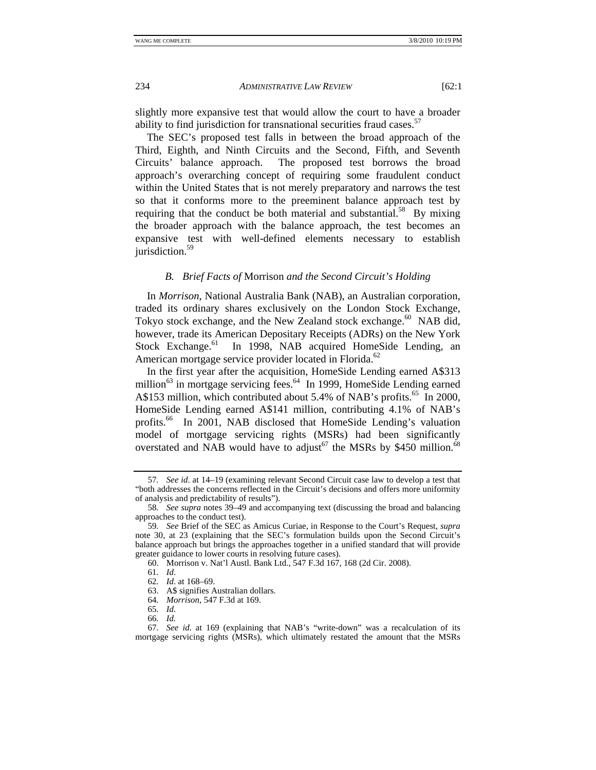slightly more expansive test that would allow the court to have a broader ability to find jurisdiction for transnational securities fraud cases.[57]

The SEC's proposed test falls in between the broad approach of the Third, Eighth, and Ninth Circuits and the Second, Fifth, and Seventh Circuits' balance approach. The proposed test borrows the broad approach's overarching concept of requiring some fraudulent conduct within the United States that is not merely preparatory and narrows the test so that it conforms more to the preeminent balance approach test by requiring that the conduct be both material and substantial.[58] By mixing the broader approach with the balance approach, the test becomes an expansive test with well-defined elements necessary to establish jurisdiction.[59]

### *B. Brief Facts of* Morrison *and the Second Circuit's Holding*

In *Morrison*, National Australia Bank (NAB), an Australian corporation, traded its ordinary shares exclusively on the London Stock Exchange, Tokyo stock exchange, and the New Zealand stock exchange.[60] NAB did, however, trade its American Depositary Receipts (ADRs) on the New York Stock Exchange.[61] In 1998, NAB acquired HomeSide Lending, an American mortgage service provider located in Florida.[62]

In the first year after the acquisition, HomeSide Lending earned A$313 million[63] in mortgage servicing fees.[64] In 1999, HomeSide Lending earned A$153 million, which contributed about 5.4% of NAB's profits.[65] In 2000, HomeSide Lending earned A$141 million, contributing 4.1% of NAB's profits.[66] In 2001, NAB disclosed that HomeSide Lending's valuation model of mortgage servicing rights (MSRs) had been significantly overstated and NAB would have to adjust[67] the MSRs by $450 million.[68]

---

57. *See id.* at 14–19 (examining relevant Second Circuit case law to develop a test that "both addresses the concerns reflected in the Circuit's decisions and offers more uniformity of analysis and predictability of results").

58. *See supra* notes 39–49 and accompanying text (discussing the broad and balancing approaches to the conduct test).

59. *See* Brief of the SEC as Amicus Curiae, in Response to the Court's Request, *supra* note 30, at 23 (explaining that the SEC's formulation builds upon the Second Circuit's balance approach but brings the approaches together in a unified standard that will provide greater guidance to lower courts in resolving future cases).

60. Morrison v. Nat'l Austl. Bank Ltd., 547 F.3d 167, 168 (2d Cir. 2008).

61. *Id.*

62. *Id.* at 168–69.

63. A$ signifies Australian dollars.

64. *Morrison*, 547 F.3d at 169.

65. *Id.*

66. *Id.*

67. *See id.* at 169 (explaining that NAB's "write-down" was a recalculation of its mortgage servicing rights (MSRs), which ultimately restated the amount that the MSRs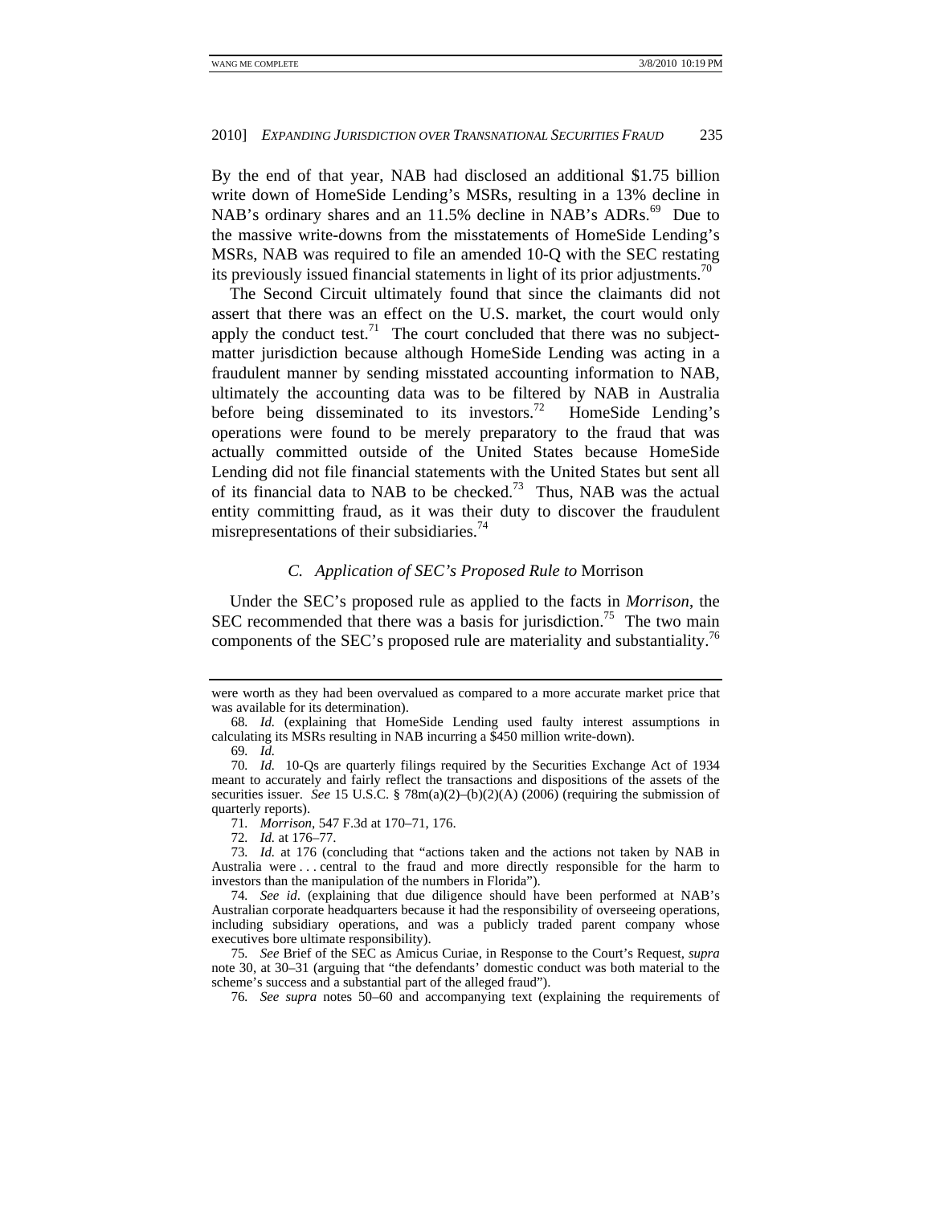By the end of that year, NAB had disclosed an additional $1.75 billion write down of HomeSide Lending's MSRs, resulting in a 13% decline in NAB's ordinary shares and an 11.5% decline in NAB's ADRs.[69] Due to the massive write-downs from the misstatements of HomeSide Lending's MSRs, NAB was required to file an amended 10-Q with the SEC restating its previously issued financial statements in light of its prior adjustments.[70]

The Second Circuit ultimately found that since the claimants did not assert that there was an effect on the U.S. market, the court would only apply the conduct test.[71] The court concluded that there was no subject-matter jurisdiction because although HomeSide Lending was acting in a fraudulent manner by sending misstated accounting information to NAB, ultimately the accounting data was to be filtered by NAB in Australia before being disseminated to its investors.[72] HomeSide Lending's operations were found to be merely preparatory to the fraud that was actually committed outside of the United States because HomeSide Lending did not file financial statements with the United States but sent all of its financial data to NAB to be checked.[73] Thus, NAB was the actual entity committing fraud, as it was their duty to discover the fraudulent misrepresentations of their subsidiaries.[74]

### *C. Application of SEC's Proposed Rule to* Morrison

Under the SEC's proposed rule as applied to the facts in *Morrison*, the SEC recommended that there was a basis for jurisdiction.[75] The two main components of the SEC's proposed rule are materiality and substantiality.[76]

---

were worth as they had been overvalued as compared to a more accurate market price that was available for its determination).

68. *Id.* (explaining that HomeSide Lending used faulty interest assumptions in calculating its MSRs resulting in NAB incurring a $450 million write-down).

69. *Id.*

70. *Id.* 10-Qs are quarterly filings required by the Securities Exchange Act of 1934 meant to accurately and fairly reflect the transactions and dispositions of the assets of the securities issuer. *See* 15 U.S.C. § 78m(a)(2)–(b)(2)(A) (2006) (requiring the submission of quarterly reports).

71. *Morrison*, 547 F.3d at 170–71, 176.

72. *Id.* at 176–77.

73. *Id.* at 176 (concluding that "actions taken and the actions not taken by NAB in Australia were . . . central to the fraud and more directly responsible for the harm to investors than the manipulation of the numbers in Florida").

74. *See id*. (explaining that due diligence should have been performed at NAB's Australian corporate headquarters because it had the responsibility of overseeing operations, including subsidiary operations, and was a publicly traded parent company whose executives bore ultimate responsibility).

75. *See* Brief of the SEC as Amicus Curiae, in Response to the Court's Request, *supra* note 30, at 30–31 (arguing that "the defendants' domestic conduct was both material to the scheme's success and a substantial part of the alleged fraud").

76. *See supra* notes 50–60 and accompanying text (explaining the requirements of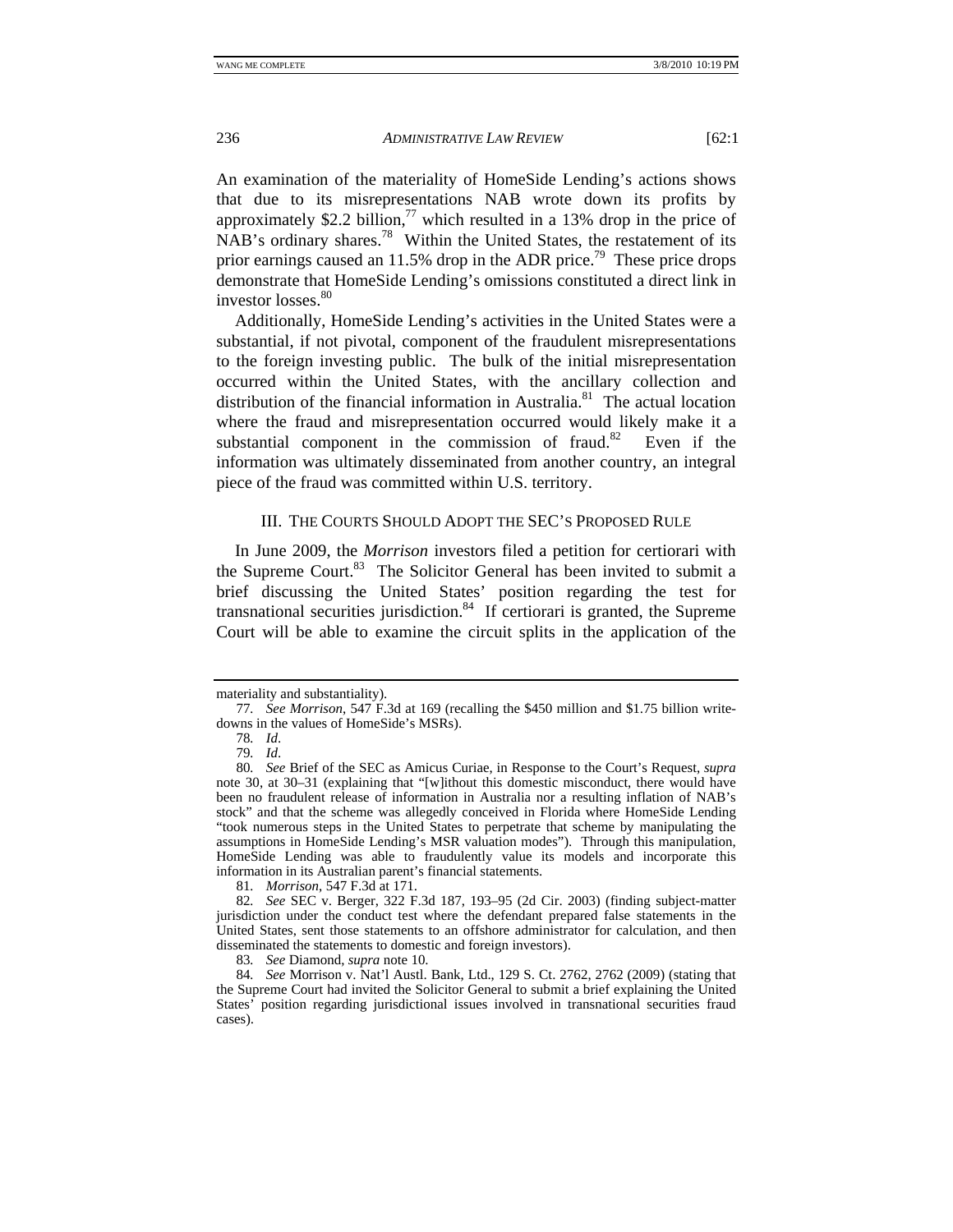An examination of the materiality of HomeSide Lending's actions shows that due to its misrepresentations NAB wrote down its profits by approximately $2.2 billion,[77] which resulted in a 13% drop in the price of NAB's ordinary shares.[78] Within the United States, the restatement of its prior earnings caused an 11.5% drop in the ADR price.[79] These price drops demonstrate that HomeSide Lending's omissions constituted a direct link in investor losses.[80]

Additionally, HomeSide Lending's activities in the United States were a substantial, if not pivotal, component of the fraudulent misrepresentations to the foreign investing public. The bulk of the initial misrepresentation occurred within the United States, with the ancillary collection and distribution of the financial information in Australia.[81] The actual location where the fraud and misrepresentation occurred would likely make it a substantial component in the commission of fraud.[82] Even if the information was ultimately disseminated from another country, an integral piece of the fraud was committed within U.S. territory.

## III. The Courts Should Adopt the SEC's Proposed Rule

In June 2009, the *Morrison* investors filed a petition for certiorari with the Supreme Court.[83] The Solicitor General has been invited to submit a brief discussing the United States' position regarding the test for transnational securities jurisdiction.[84] If certiorari is granted, the Supreme Court will be able to examine the circuit splits in the application of the

---

materiality and substantiality).

77. *See Morrison*, 547 F.3d at 169 (recalling the $450 million and $1.75 billion write-downs in the values of HomeSide's MSRs).

78. *Id.*

79. *Id.*

80. *See* Brief of the SEC as Amicus Curiae, in Response to the Court's Request, *supra* note 30, at 30–31 (explaining that "[w]ithout this domestic misconduct, there would have been no fraudulent release of information in Australia nor a resulting inflation of NAB's stock" and that the scheme was allegedly conceived in Florida where HomeSide Lending "took numerous steps in the United States to perpetrate that scheme by manipulating the assumptions in HomeSide Lending's MSR valuation modes"). Through this manipulation, HomeSide Lending was able to fraudulently value its models and incorporate this information in its Australian parent's financial statements.

81. *Morrison*, 547 F.3d at 171.

82. *See* SEC v. Berger, 322 F.3d 187, 193–95 (2d Cir. 2003) (finding subject-matter jurisdiction under the conduct test where the defendant prepared false statements in the United States, sent those statements to an offshore administrator for calculation, and then disseminated the statements to domestic and foreign investors).

83. *See* Diamond, *supra* note 10.

84. *See* Morrison v. Nat'l Austl. Bank, Ltd., 129 S. Ct. 2762, 2762 (2009) (stating that the Supreme Court had invited the Solicitor General to submit a brief explaining the United States' position regarding jurisdictional issues involved in transnational securities fraud cases).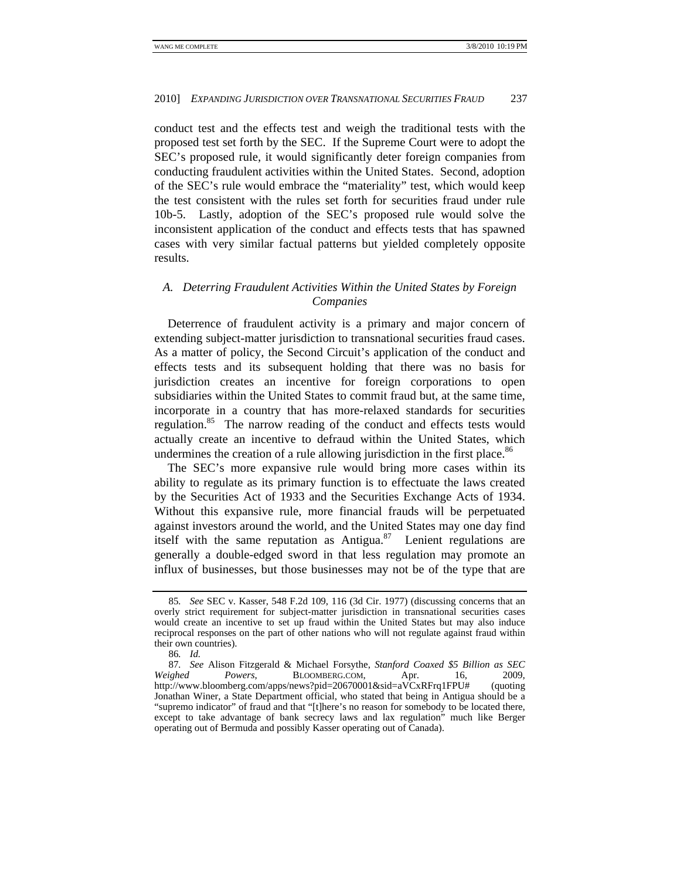conduct test and the effects test and weigh the traditional tests with the proposed test set forth by the SEC. If the Supreme Court were to adopt the SEC's proposed rule, it would significantly deter foreign companies from conducting fraudulent activities within the United States. Second, adoption of the SEC's rule would embrace the "materiality" test, which would keep the test consistent with the rules set forth for securities fraud under rule 10b-5. Lastly, adoption of the SEC's proposed rule would solve the inconsistent application of the conduct and effects tests that has spawned cases with very similar factual patterns but yielded completely opposite results.

### *A. Deterring Fraudulent Activities Within the United States by Foreign Companies*

Deterrence of fraudulent activity is a primary and major concern of extending subject-matter jurisdiction to transnational securities fraud cases. As a matter of policy, the Second Circuit's application of the conduct and effects tests and its subsequent holding that there was no basis for jurisdiction creates an incentive for foreign corporations to open subsidiaries within the United States to commit fraud but, at the same time, incorporate in a country that has more-relaxed standards for securities regulation.[85] The narrow reading of the conduct and effects tests would actually create an incentive to defraud within the United States, which undermines the creation of a rule allowing jurisdiction in the first place.[86]

The SEC's more expansive rule would bring more cases within its ability to regulate as its primary function is to effectuate the laws created by the Securities Act of 1933 and the Securities Exchange Acts of 1934. Without this expansive rule, more financial frauds will be perpetuated against investors around the world, and the United States may one day find itself with the same reputation as Antigua.[87] Lenient regulations are generally a double-edged sword in that less regulation may promote an influx of businesses, but those businesses may not be of the type that are

---

85. *See* SEC v. Kasser, 548 F.2d 109, 116 (3d Cir. 1977) (discussing concerns that an overly strict requirement for subject-matter jurisdiction in transnational securities cases would create an incentive to set up fraud within the United States but may also induce reciprocal responses on the part of other nations who will not regulate against fraud within their own countries).

86. *Id.*

87. *See* Alison Fitzgerald & Michael Forsythe, *Stanford Coaxed $5 Billion as SEC Weighed Powers*, BLOOMBERG.COM, Apr. 16, 2009, http://www.bloomberg.com/apps/news?pid=20670001&sid=aVCxRFrq1FPU# (quoting Jonathan Winer, a State Department official, who stated that being in Antigua should be a "supremo indicator" of fraud and that "[t]here's no reason for somebody to be located there, except to take advantage of bank secrecy laws and lax regulation" much like Berger operating out of Bermuda and possibly Kasser operating out of Canada).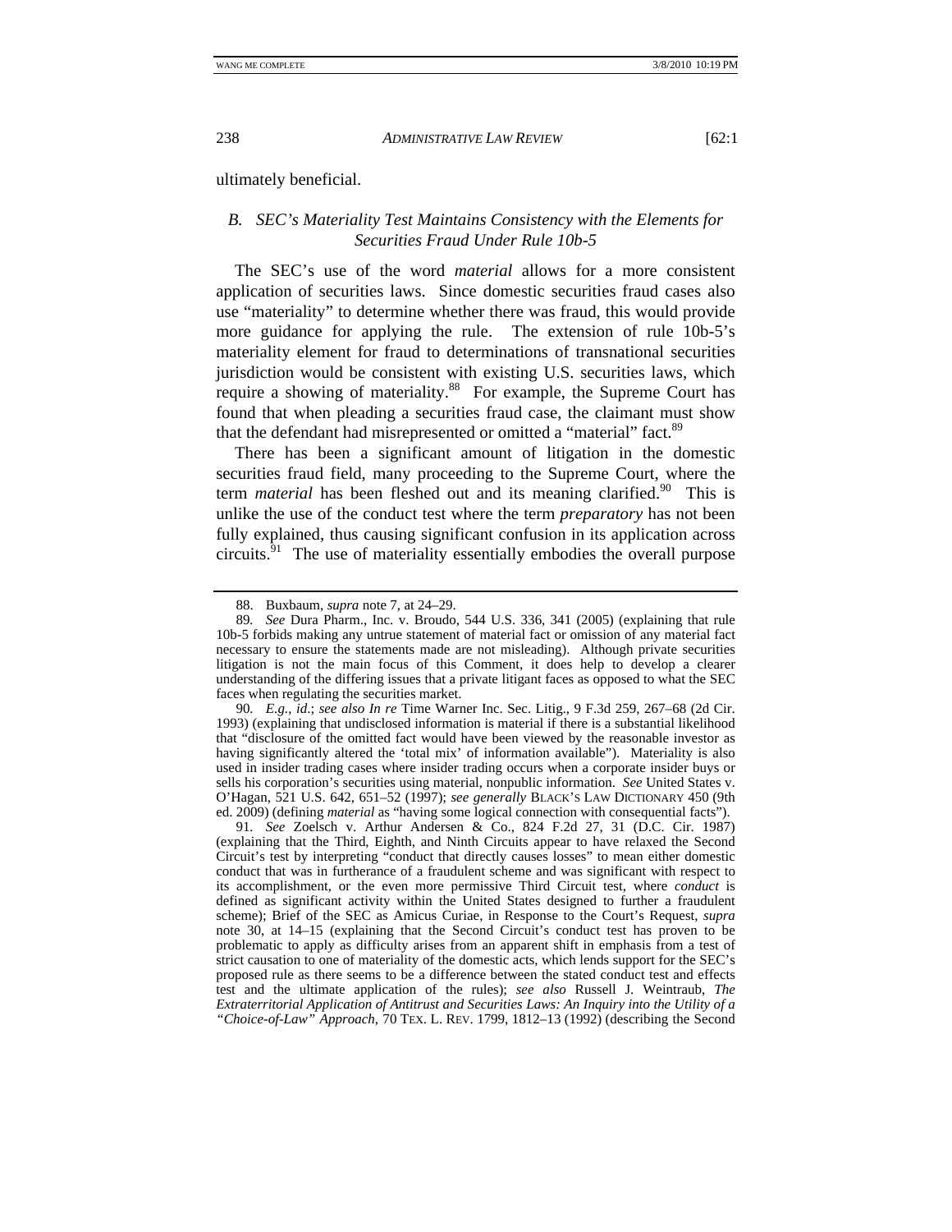ultimately beneficial.

### *B. SEC's Materiality Test Maintains Consistency with the Elements for Securities Fraud Under Rule 10b-5*

The SEC's use of the word *material* allows for a more consistent application of securities laws. Since domestic securities fraud cases also use "materiality" to determine whether there was fraud, this would provide more guidance for applying the rule. The extension of rule 10b-5's materiality element for fraud to determinations of transnational securities jurisdiction would be consistent with existing U.S. securities laws, which require a showing of materiality.[88] For example, the Supreme Court has found that when pleading a securities fraud case, the claimant must show that the defendant had misrepresented or omitted a "material" fact.[89]

There has been a significant amount of litigation in the domestic securities fraud field, many proceeding to the Supreme Court, where the term *material* has been fleshed out and its meaning clarified.[90] This is unlike the use of the conduct test where the term *preparatory* has not been fully explained, thus causing significant confusion in its application across circuits.[91] The use of materiality essentially embodies the overall purpose

---

88. Buxbaum, *supra* note 7, at 24–29.

89. *See* Dura Pharm., Inc. v. Broudo, 544 U.S. 336, 341 (2005) (explaining that rule 10b-5 forbids making any untrue statement of material fact or omission of any material fact necessary to ensure the statements made are not misleading). Although private securities litigation is not the main focus of this Comment, it does help to develop a clearer understanding of the differing issues that a private litigant faces as opposed to what the SEC faces when regulating the securities market.

90. *E.g.*, *id*.; *see also In re* Time Warner Inc. Sec. Litig., 9 F.3d 259, 267–68 (2d Cir. 1993) (explaining that undisclosed information is material if there is a substantial likelihood that "disclosure of the omitted fact would have been viewed by the reasonable investor as having significantly altered the 'total mix' of information available"). Materiality is also used in insider trading cases where insider trading occurs when a corporate insider buys or sells his corporation's securities using material, nonpublic information. *See* United States v. O'Hagan, 521 U.S. 642, 651–52 (1997); *see generally* BLACK'S LAW DICTIONARY 450 (9th ed. 2009) (defining *material* as "having some logical connection with consequential facts").

91. *See* Zoelsch v. Arthur Andersen & Co., 824 F.2d 27, 31 (D.C. Cir. 1987) (explaining that the Third, Eighth, and Ninth Circuits appear to have relaxed the Second Circuit's test by interpreting "conduct that directly causes losses" to mean either domestic conduct that was in furtherance of a fraudulent scheme and was significant with respect to its accomplishment, or the even more permissive Third Circuit test, where *conduct* is defined as significant activity within the United States designed to further a fraudulent scheme); Brief of the SEC as Amicus Curiae, in Response to the Court's Request, *supra* note 30, at 14–15 (explaining that the Second Circuit's conduct test has proven to be problematic to apply as difficulty arises from an apparent shift in emphasis from a test of strict causation to one of materiality of the domestic acts, which lends support for the SEC's proposed rule as there seems to be a difference between the stated conduct test and effects test and the ultimate application of the rules); *see also* Russell J. Weintraub, *The Extraterritorial Application of Antitrust and Securities Laws: An Inquiry into the Utility of a "Choice-of-Law" Approach*, 70 TEX. L. REV. 1799, 1812–13 (1992) (describing the Second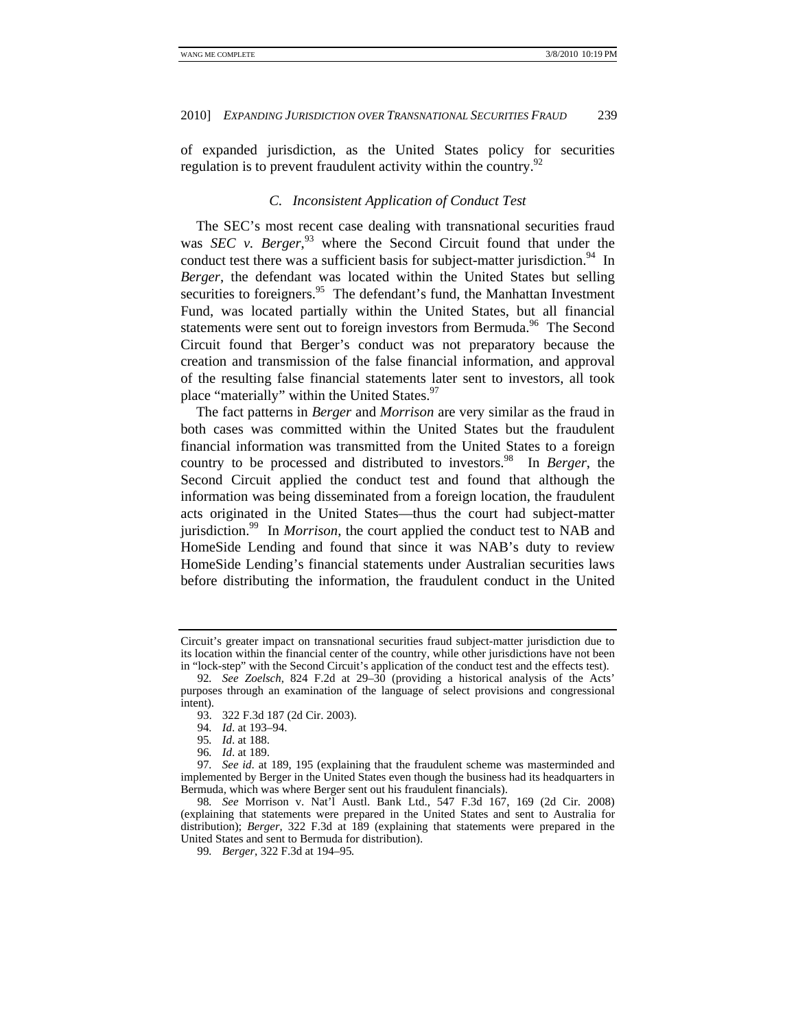of expanded jurisdiction, as the United States policy for securities regulation is to prevent fraudulent activity within the country.[92]

### C. Inconsistent Application of Conduct Test

The SEC's most recent case dealing with transnational securities fraud was *SEC v. Berger*,[93] where the Second Circuit found that under the conduct test there was a sufficient basis for subject-matter jurisdiction.[94] In *Berger*, the defendant was located within the United States but selling securities to foreigners.[95] The defendant's fund, the Manhattan Investment Fund, was located partially within the United States, but all financial statements were sent out to foreign investors from Bermuda.[96] The Second Circuit found that Berger's conduct was not preparatory because the creation and transmission of the false financial information, and approval of the resulting false financial statements later sent to investors, all took place "materially" within the United States.[97]

The fact patterns in *Berger* and *Morrison* are very similar as the fraud in both cases was committed within the United States but the fraudulent financial information was transmitted from the United States to a foreign country to be processed and distributed to investors.[98] In *Berger*, the Second Circuit applied the conduct test and found that although the information was being disseminated from a foreign location, the fraudulent acts originated in the United States—thus the court had subject-matter jurisdiction.[99] In *Morrison*, the court applied the conduct test to NAB and HomeSide Lending and found that since it was NAB's duty to review HomeSide Lending's financial statements under Australian securities laws before distributing the information, the fraudulent conduct in the United

---

Circuit's greater impact on transnational securities fraud subject-matter jurisdiction due to its location within the financial center of the country, while other jurisdictions have not been in "lock-step" with the Second Circuit's application of the conduct test and the effects test).

92. *See Zoelsch*, 824 F.2d at 29–30 (providing a historical analysis of the Acts' purposes through an examination of the language of select provisions and congressional intent).

93. 322 F.3d 187 (2d Cir. 2003).

94. *Id*. at 193–94.

95. *Id*. at 188.

96. *Id*. at 189.

97. *See id*. at 189, 195 (explaining that the fraudulent scheme was masterminded and implemented by Berger in the United States even though the business had its headquarters in Bermuda, which was where Berger sent out his fraudulent financials).

98. *See* Morrison v. Nat'l Austl. Bank Ltd., 547 F.3d 167, 169 (2d Cir. 2008) (explaining that statements were prepared in the United States and sent to Australia for distribution); *Berger*, 322 F.3d at 189 (explaining that statements were prepared in the United States and sent to Bermuda for distribution).

99. *Berger*, 322 F.3d at 194–95.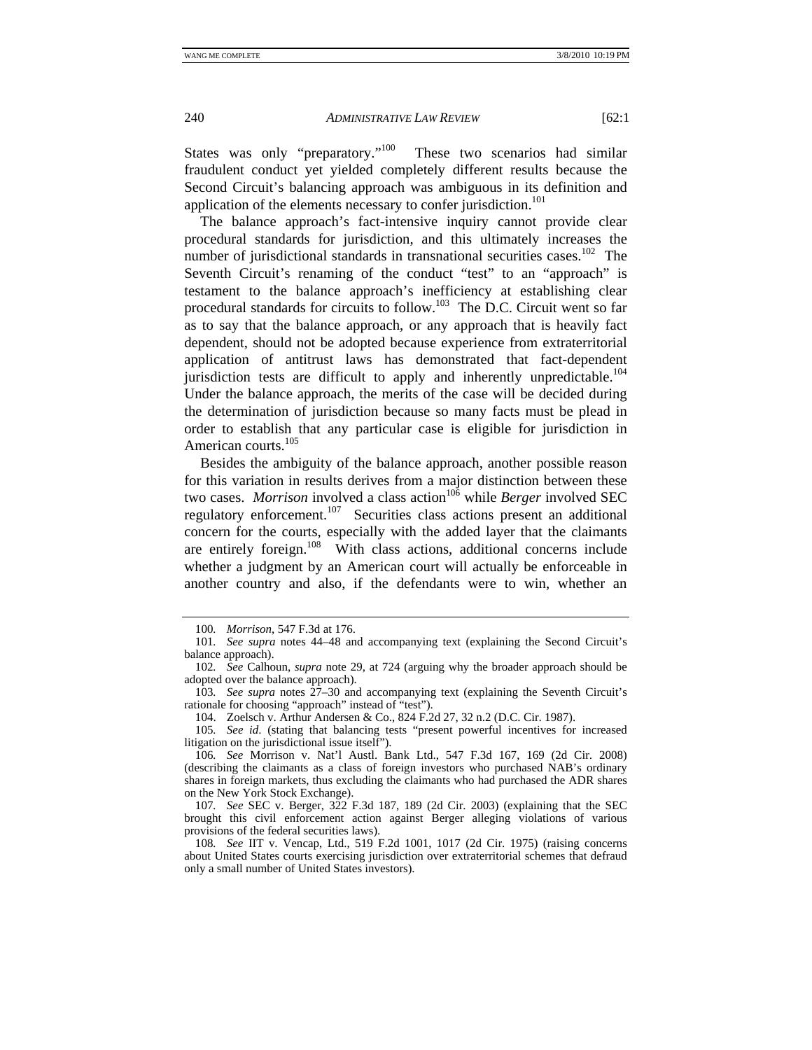States was only "preparatory."[100] These two scenarios had similar fraudulent conduct yet yielded completely different results because the Second Circuit's balancing approach was ambiguous in its definition and application of the elements necessary to confer jurisdiction.[101]

The balance approach's fact-intensive inquiry cannot provide clear procedural standards for jurisdiction, and this ultimately increases the number of jurisdictional standards in transnational securities cases.[102] The Seventh Circuit's renaming of the conduct "test" to an "approach" is testament to the balance approach's inefficiency at establishing clear procedural standards for circuits to follow.[103] The D.C. Circuit went so far as to say that the balance approach, or any approach that is heavily fact dependent, should not be adopted because experience from extraterritorial application of antitrust laws has demonstrated that fact-dependent jurisdiction tests are difficult to apply and inherently unpredictable.[104] Under the balance approach, the merits of the case will be decided during the determination of jurisdiction because so many facts must be plead in order to establish that any particular case is eligible for jurisdiction in American courts.[105]

Besides the ambiguity of the balance approach, another possible reason for this variation in results derives from a major distinction between these two cases. *Morrison* involved a class action[106] while *Berger* involved SEC regulatory enforcement.[107] Securities class actions present an additional concern for the courts, especially with the added layer that the claimants are entirely foreign.[108] With class actions, additional concerns include whether a judgment by an American court will actually be enforceable in another country and also, if the defendants were to win, whether an

---

100. *Morrison*, 547 F.3d at 176.

101. *See supra* notes 44–48 and accompanying text (explaining the Second Circuit's balance approach).

102. *See* Calhoun, *supra* note 29, at 724 (arguing why the broader approach should be adopted over the balance approach).

103. *See supra* notes 27–30 and accompanying text (explaining the Seventh Circuit's rationale for choosing "approach" instead of "test").

104. Zoelsch v. Arthur Andersen & Co., 824 F.2d 27, 32 n.2 (D.C. Cir. 1987).

105. *See id*. (stating that balancing tests "present powerful incentives for increased litigation on the jurisdictional issue itself").

106. *See* Morrison v. Nat'l Austl. Bank Ltd., 547 F.3d 167, 169 (2d Cir. 2008) (describing the claimants as a class of foreign investors who purchased NAB's ordinary shares in foreign markets, thus excluding the claimants who had purchased the ADR shares on the New York Stock Exchange).

107. *See* SEC v. Berger, 322 F.3d 187, 189 (2d Cir. 2003) (explaining that the SEC brought this civil enforcement action against Berger alleging violations of various provisions of the federal securities laws).

108. *See* IIT v. Vencap, Ltd., 519 F.2d 1001, 1017 (2d Cir. 1975) (raising concerns about United States courts exercising jurisdiction over extraterritorial schemes that defraud only a small number of United States investors).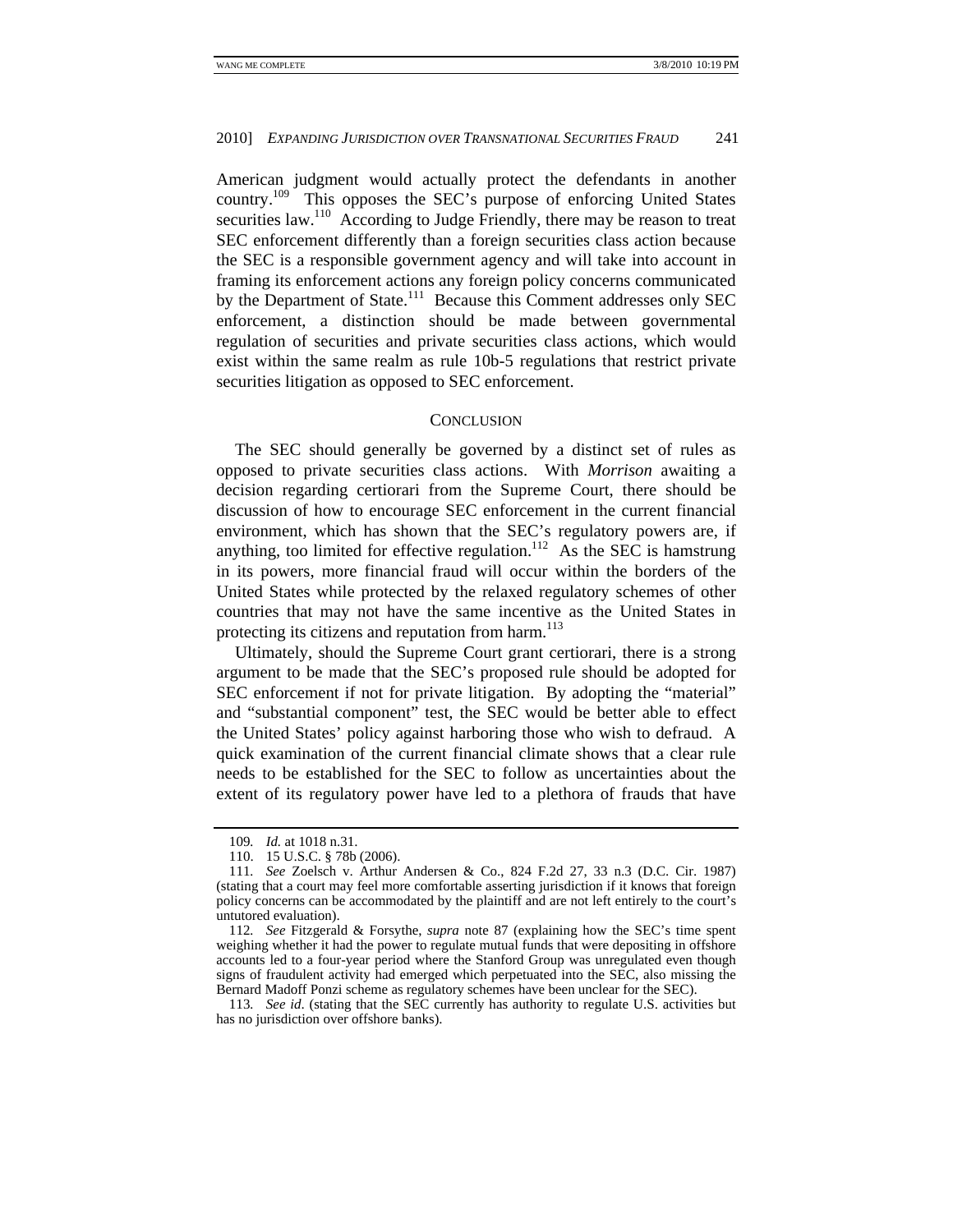American judgment would actually protect the defendants in another country.[109] This opposes the SEC's purpose of enforcing United States securities law.[110] According to Judge Friendly, there may be reason to treat SEC enforcement differently than a foreign securities class action because the SEC is a responsible government agency and will take into account in framing its enforcement actions any foreign policy concerns communicated by the Department of State.[111] Because this Comment addresses only SEC enforcement, a distinction should be made between governmental regulation of securities and private securities class actions, which would exist within the same realm as rule 10b-5 regulations that restrict private securities litigation as opposed to SEC enforcement.

## CONCLUSION

The SEC should generally be governed by a distinct set of rules as opposed to private securities class actions. With *Morrison* awaiting a decision regarding certiorari from the Supreme Court, there should be discussion of how to encourage SEC enforcement in the current financial environment, which has shown that the SEC's regulatory powers are, if anything, too limited for effective regulation.[112] As the SEC is hamstrung in its powers, more financial fraud will occur within the borders of the United States while protected by the relaxed regulatory schemes of other countries that may not have the same incentive as the United States in protecting its citizens and reputation from harm.[113]

Ultimately, should the Supreme Court grant certiorari, there is a strong argument to be made that the SEC's proposed rule should be adopted for SEC enforcement if not for private litigation. By adopting the "material" and "substantial component" test, the SEC would be better able to effect the United States' policy against harboring those who wish to defraud. A quick examination of the current financial climate shows that a clear rule needs to be established for the SEC to follow as uncertainties about the extent of its regulatory power have led to a plethora of frauds that have

---

109. *Id.* at 1018 n.31.

110. 15 U.S.C. § 78b (2006).

111. *See* Zoelsch v. Arthur Andersen & Co., 824 F.2d 27, 33 n.3 (D.C. Cir. 1987) (stating that a court may feel more comfortable asserting jurisdiction if it knows that foreign policy concerns can be accommodated by the plaintiff and are not left entirely to the court's untutored evaluation).

112. *See* Fitzgerald & Forsythe, *supra* note 87 (explaining how the SEC's time spent weighing whether it had the power to regulate mutual funds that were depositing in offshore accounts led to a four-year period where the Stanford Group was unregulated even though signs of fraudulent activity had emerged which perpetuated into the SEC, also missing the Bernard Madoff Ponzi scheme as regulatory schemes have been unclear for the SEC).

113. *See id.* (stating that the SEC currently has authority to regulate U.S. activities but has no jurisdiction over offshore banks).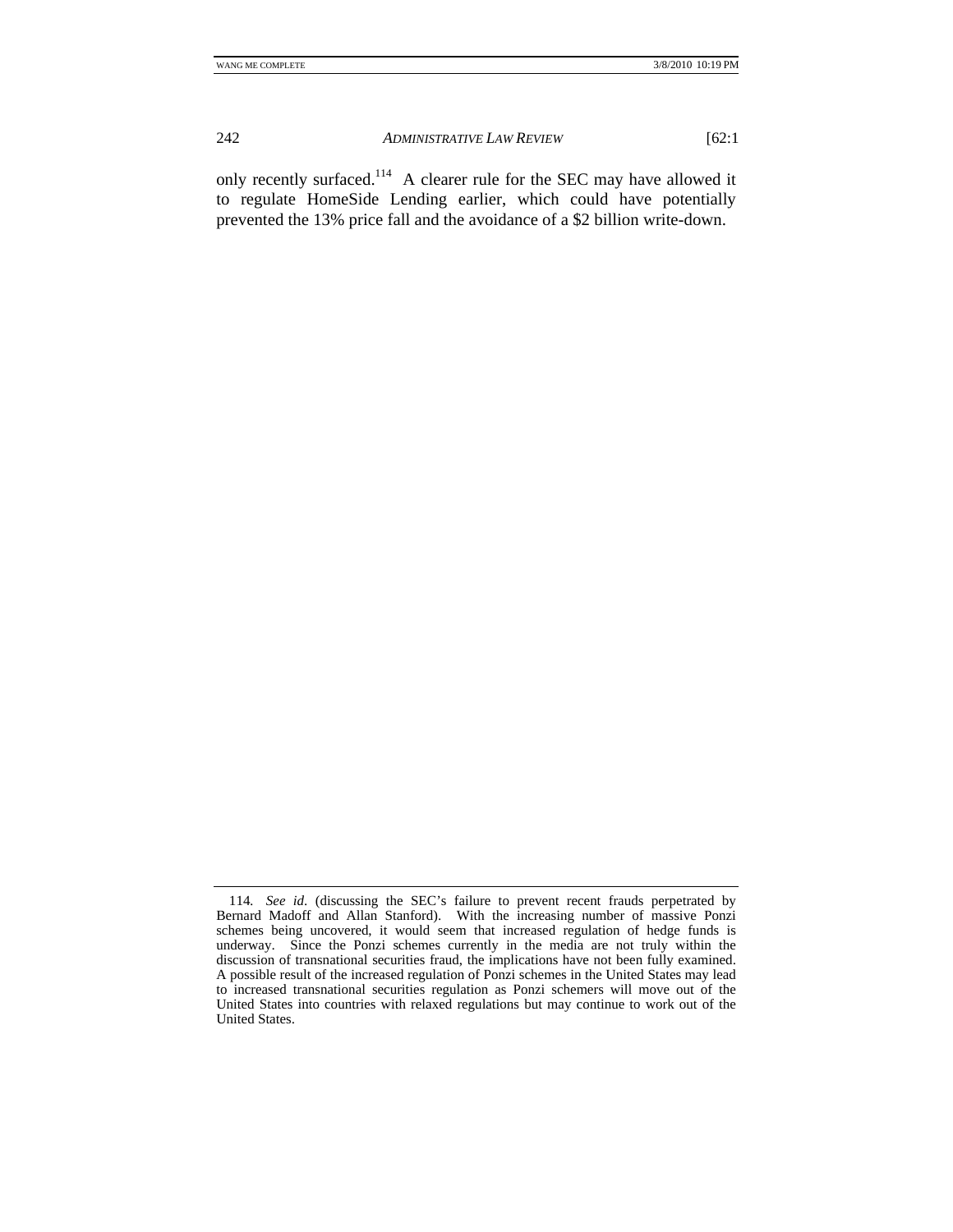only recently surfaced.[114] A clearer rule for the SEC may have allowed it to regulate HomeSide Lending earlier, which could have potentially prevented the 13% price fall and the avoidance of a $2 billion write-down.

---

114. *See id*. (discussing the SEC's failure to prevent recent frauds perpetrated by Bernard Madoff and Allan Stanford). With the increasing number of massive Ponzi schemes being uncovered, it would seem that increased regulation of hedge funds is underway. Since the Ponzi schemes currently in the media are not truly within the discussion of transnational securities fraud, the implications have not been fully examined. A possible result of the increased regulation of Ponzi schemes in the United States may lead to increased transnational securities regulation as Ponzi schemers will move out of the United States into countries with relaxed regulations but may continue to work out of the United States.